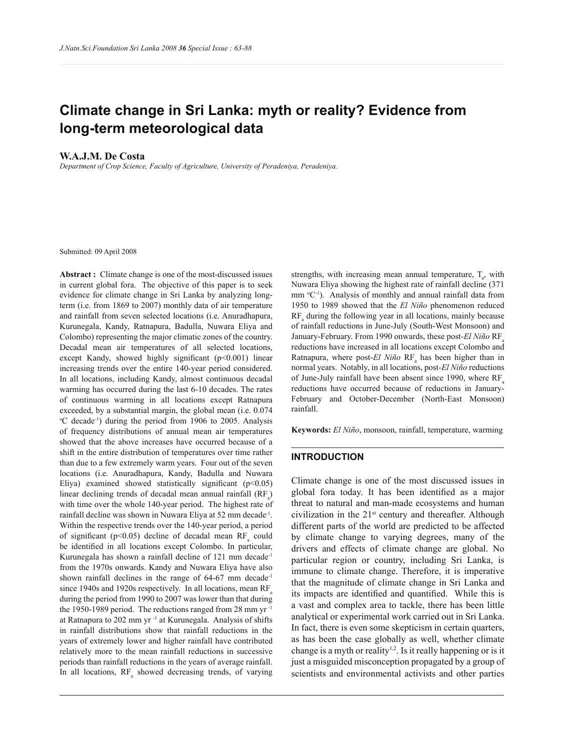# Climate change in Sri Lanka: myth or reality? Evidence from long-term meteorological data

**W.A.J.M. De Costa**

*Department of Crop Science, Faculty of Agriculture, University of Peradeniya, Peradeniya.*

Submitted: 09 April 2008

**Abstract :** Climate change is one of the most-discussed issues in current global fora. The objective of this paper is to seek evidence for climate change in Sri Lanka by analyzing long-term (i.e. from 1869 to 2007) monthly data of air temperature and rainfall from seven selected locations (i.e. Anuradhapura, Kurunegala, Kandy, Ratnapura, Badulla, Nuwara Eliya and Colombo) representing the major climatic zones of the country. Decadal mean air temperatures of all selected locations, except Kandy, showed highly significant ($p<0.001$) linear increasing trends over the entire 140-year period considered. In all locations, including Kandy, almost continuous decadal warming has occurred during the last 6-10 decades. The rates of continuous warming in all locations except Ratnapura exceeded, by a substantial margin, the global mean (i.e. 0.074 °C decade$^{-1}$) during the period from 1906 to 2005. Analysis of frequency distributions of annual mean air temperatures showed that the above increases have occurred because of a shift in the entire distribution of temperatures over time rather than due to a few extremely warm years. Four out of the seven locations (i.e. Anuradhapura, Kandy, Badulla and Nuwara Eliya) examined showed statistically significant ($p<0.05$) linear declining trends of decadal mean annual rainfall ($RF_a$) with time over the whole 140-year period. The highest rate of rainfall decline was shown in Nuwara Eliya at 52 mm decade$^{-1}$. Within the respective trends over the 140-year period, a period of significant ($p<0.05$) decline of decadal mean $RF_a$ could be identified in all locations except Colombo. In particular, Kurunegala has shown a rainfall decline of 121 mm decade$^{-1}$ from the 1970s onwards. Kandy and Nuwara Eliya have also shown rainfall declines in the range of 64-67 mm decade$^{-1}$ since 1940s and 1920s respectively. In all locations, mean $RF_a$ during the period from 1990 to 2007 was lower than that during the 1950-1989 period. The reductions ranged from 28 mm yr$^{-1}$ at Ratnapura to 202 mm yr$^{-1}$ at Kurunegala. Analysis of shifts in rainfall distributions show that rainfall reductions in the years of extremely lower and higher rainfall have contributed relatively more to the mean rainfall reductions in successive periods than rainfall reductions in the years of average rainfall. In all locations, $RF_a$ showed decreasing trends, of varying strengths, with increasing mean annual temperature, $T_a$, with Nuwara Eliya showing the highest rate of rainfall decline (371 mm °C$^{-1}$). Analysis of monthly and annual rainfall data from 1950 to 1989 showed that the *El Niño* phenomenon reduced $RF_a$ during the following year in all locations, mainly because of rainfall reductions in June-July (South-West Monsoon) and January-February. From 1990 onwards, these post-*El Niño* $RF_a$ reductions have increased in all locations except Colombo and Ratnapura, where post-*El Niño* $RF_a$ has been higher than in normal years. Notably, in all locations, post-*El Niño* reductions of June-July rainfall have been absent since 1990, where $RF_a$ reductions have occurred because of reductions in January-February and October-December (North-East Monsoon) rainfall.

**Keywords:** *El Niño*, monsoon, rainfall, temperature, warming

## INTRODUCTION

Climate change is one of the most discussed issues in global fora today. It has been identified as a major threat to natural and man-made ecosystems and human civilization in the 21st century and thereafter. Although different parts of the world are predicted to be affected by climate change to varying degrees, many of the drivers and effects of climate change are global. No particular region or country, including Sri Lanka, is immune to climate change. Therefore, it is imperative that the magnitude of climate change in Sri Lanka and its impacts are identified and quantified. While this is a vast and complex area to tackle, there has been little analytical or experimental work carried out in Sri Lanka. In fact, there is even some skepticism in certain quarters, as has been the case globally as well, whether climate change is a myth or reality[1,2]. Is it really happening or is it just a misguided misconception propagated by a group of scientists and environmental activists and other parties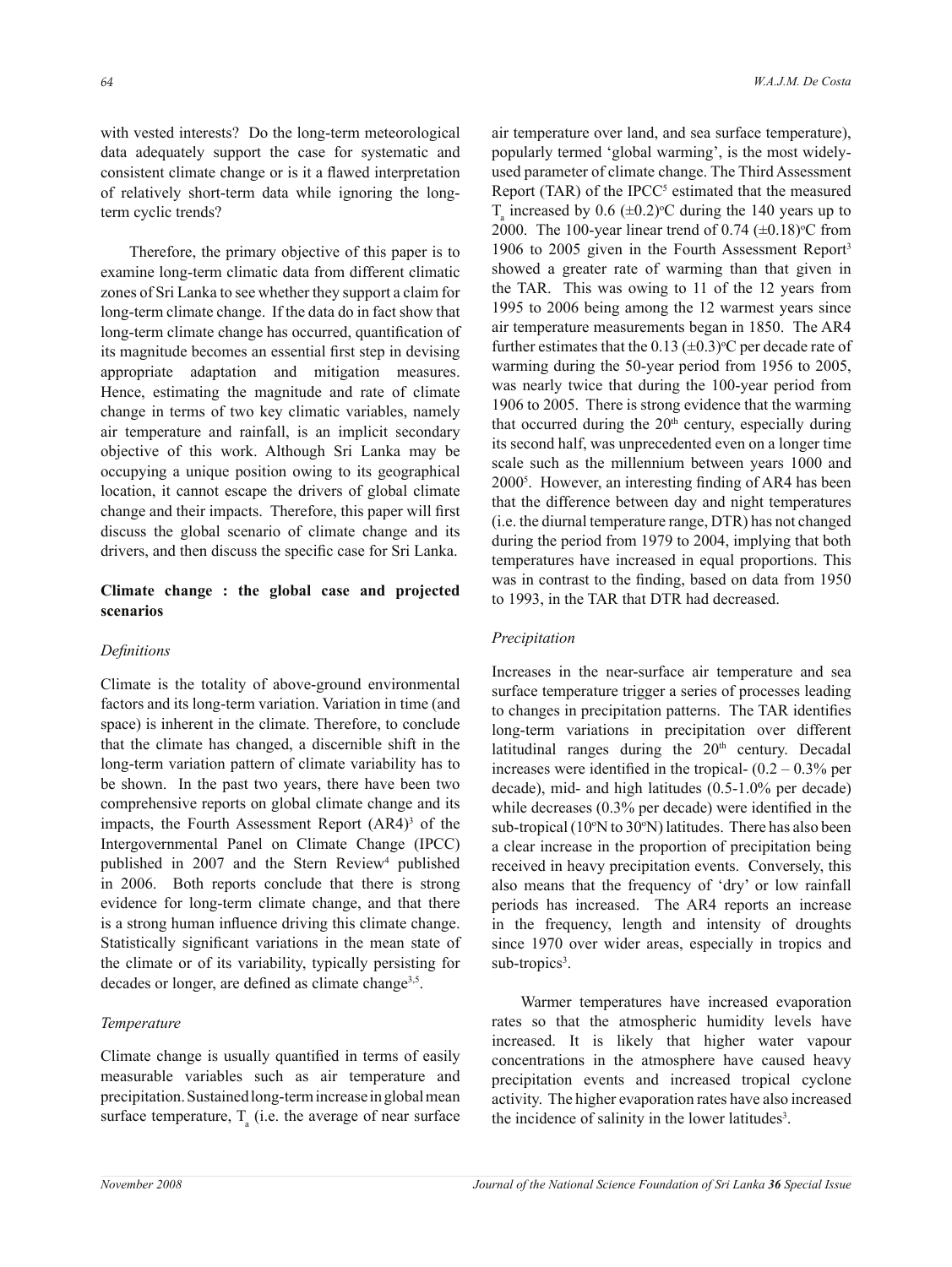with vested interests? Do the long-term meteorological data adequately support the case for systematic and consistent climate change or is it a flawed interpretation of relatively short-term data while ignoring the long-term cyclic trends?

Therefore, the primary objective of this paper is to examine long-term climatic data from different climatic zones of Sri Lanka to see whether they support a claim for long-term climate change. If the data do in fact show that long-term climate change has occurred, quantification of its magnitude becomes an essential first step in devising appropriate adaptation and mitigation measures. Hence, estimating the magnitude and rate of climate change in terms of two key climatic variables, namely air temperature and rainfall, is an implicit secondary objective of this work. Although Sri Lanka may be occupying a unique position owing to its geographical location, it cannot escape the drivers of global climate change and their impacts. Therefore, this paper will first discuss the global scenario of climate change and its drivers, and then discuss the specific case for Sri Lanka.

## Climate change : the global case and projected scenarios

### *Definitions*

Climate is the totality of above-ground environmental factors and its long-term variation. Variation in time (and space) is inherent in the climate. Therefore, to conclude that the climate has changed, a discernible shift in the long-term variation pattern of climate variability has to be shown. In the past two years, there have been two comprehensive reports on global climate change and its impacts, the Fourth Assessment Report (AR4)[3] of the Intergovernmental Panel on Climate Change (IPCC) published in 2007 and the Stern Review[4] published in 2006. Both reports conclude that there is strong evidence for long-term climate change, and that there is a strong human influence driving this climate change. Statistically significant variations in the mean state of the climate or of its variability, typically persisting for decades or longer, are defined as climate change[3,5].

### *Temperature*

Climate change is usually quantified in terms of easily measurable variables such as air temperature and precipitation. Sustained long-term increase in global mean surface temperature, $T_a$ (i.e. the average of near surface air temperature over land, and sea surface temperature), popularly termed 'global warming', is the most widely-used parameter of climate change. The Third Assessment Report (TAR) of the IPCC[5] estimated that the measured $T_a$ increased by 0.6 (±0.2)°C during the 140 years up to 2000. The 100-year linear trend of 0.74 (±0.18)°C from 1906 to 2005 given in the Fourth Assessment Report[3] showed a greater rate of warming than that given in the TAR. This was owing to 11 of the 12 years from 1995 to 2006 being among the 12 warmest years since air temperature measurements began in 1850. The AR4 further estimates that the 0.13 (±0.3)°C per decade rate of warming during the 50-year period from 1956 to 2005, was nearly twice that during the 100-year period from 1906 to 2005. There is strong evidence that the warming that occurred during the 20th century, especially during its second half, was unprecedented even on a longer time scale such as the millennium between years 1000 and 2000[5]. However, an interesting finding of AR4 has been that the difference between day and night temperatures (i.e. the diurnal temperature range, DTR) has not changed during the period from 1979 to 2004, implying that both temperatures have increased in equal proportions. This was in contrast to the finding, based on data from 1950 to 1993, in the TAR that DTR had decreased.

### *Precipitation*

Increases in the near-surface air temperature and sea surface temperature trigger a series of processes leading to changes in precipitation patterns. The TAR identifies long-term variations in precipitation over different latitudinal ranges during the 20th century. Decadal increases were identified in the tropical- (0.2 – 0.3% per decade), mid- and high latitudes (0.5-1.0% per decade) while decreases (0.3% per decade) were identified in the sub-tropical (10°N to 30°N) latitudes. There has also been a clear increase in the proportion of precipitation being received in heavy precipitation events. Conversely, this also means that the frequency of 'dry' or low rainfall periods has increased. The AR4 reports an increase in the frequency, length and intensity of droughts since 1970 over wider areas, especially in tropics and sub-tropics[3].

Warmer temperatures have increased evaporation rates so that the atmospheric humidity levels have increased. It is likely that higher water vapour concentrations in the atmosphere have caused heavy precipitation events and increased tropical cyclone activity. The higher evaporation rates have also increased the incidence of salinity in the lower latitudes[3].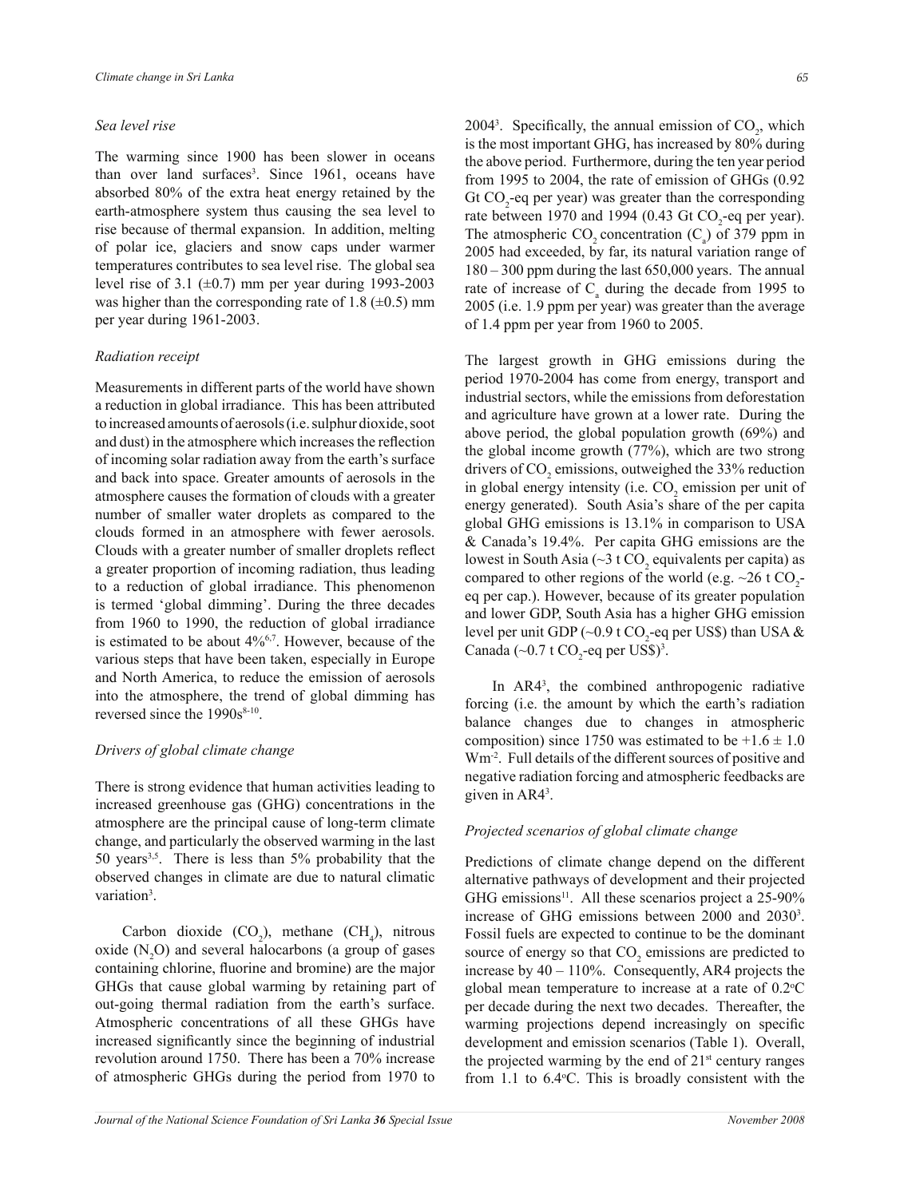### *Sea level rise*

The warming since 1900 has been slower in oceans than over land surfaces[3]. Since 1961, oceans have absorbed 80% of the extra heat energy retained by the earth-atmosphere system thus causing the sea level to rise because of thermal expansion. In addition, melting of polar ice, glaciers and snow caps under warmer temperatures contributes to sea level rise. The global sea level rise of 3.1 (±0.7) mm per year during 1993-2003 was higher than the corresponding rate of 1.8 (±0.5) mm per year during 1961-2003.

### *Radiation receipt*

Measurements in different parts of the world have shown a reduction in global irradiance. This has been attributed to increased amounts of aerosols (i.e. sulphur dioxide, soot and dust) in the atmosphere which increases the reflection of incoming solar radiation away from the earth's surface and back into space. Greater amounts of aerosols in the atmosphere causes the formation of clouds with a greater number of smaller water droplets as compared to the clouds formed in an atmosphere with fewer aerosols. Clouds with a greater number of smaller droplets reflect a greater proportion of incoming radiation, thus leading to a reduction of global irradiance. This phenomenon is termed 'global dimming'. During the three decades from 1960 to 1990, the reduction of global irradiance is estimated to be about 4%[6,7]. However, because of the various steps that have been taken, especially in Europe and North America, to reduce the emission of aerosols into the atmosphere, the trend of global dimming has reversed since the 1990s[8-10].

### *Drivers of global climate change*

There is strong evidence that human activities leading to increased greenhouse gas (GHG) concentrations in the atmosphere are the principal cause of long-term climate change, and particularly the observed warming in the last 50 years[3,5]. There is less than 5% probability that the observed changes in climate are due to natural climatic variation[3].

Carbon dioxide ($CO_2$), methane ($CH_4$), nitrous oxide ($N_2O$) and several halocarbons (a group of gases containing chlorine, fluorine and bromine) are the major GHGs that cause global warming by retaining part of out-going thermal radiation from the earth's surface. Atmospheric concentrations of all these GHGs have increased significantly since the beginning of industrial revolution around 1750. There has been a 70% increase of atmospheric GHGs during the period from 1970 to 2004[3]. Specifically, the annual emission of $CO_2$, which is the most important GHG, has increased by 80% during the above period. Furthermore, during the ten year period from 1995 to 2004, the rate of emission of GHGs (0.92 Gt $CO_2$-eq per year) was greater than the corresponding rate between 1970 and 1994 (0.43 Gt $CO_2$-eq per year). The atmospheric $CO_2$ concentration ($C_a$) of 379 ppm in 2005 had exceeded, by far, its natural variation range of 180 – 300 ppm during the last 650,000 years. The annual rate of increase of $C_a$ during the decade from 1995 to 2005 (i.e. 1.9 ppm per year) was greater than the average of 1.4 ppm per year from 1960 to 2005.

The largest growth in GHG emissions during the period 1970-2004 has come from energy, transport and industrial sectors, while the emissions from deforestation and agriculture have grown at a lower rate. During the above period, the global population growth (69%) and the global income growth (77%), which are two strong drivers of $CO_2$ emissions, outweighed the 33% reduction in global energy intensity (i.e. $CO_2$ emission per unit of energy generated). South Asia's share of the per capita global GHG emissions is 13.1% in comparison to USA & Canada's 19.4%. Per capita GHG emissions are the lowest in South Asia (~3 t $CO_2$ equivalents per capita) as compared to other regions of the world (e.g. ~26 t $CO_2$-eq per cap.). However, because of its greater population and lower GDP, South Asia has a higher GHG emission level per unit GDP (~0.9 t $CO_2$-eq per US$) than USA & Canada (~0.7 t $CO_2$-eq per US$)[3].

In AR4[3], the combined anthropogenic radiative forcing (i.e. the amount by which the earth's radiation balance changes due to changes in atmospheric composition) since 1750 was estimated to be +1.6 ± 1.0 $Wm^{-2}$. Full details of the different sources of positive and negative radiation forcing and atmospheric feedbacks are given in AR4[3].

### *Projected scenarios of global climate change*

Predictions of climate change depend on the different alternative pathways of development and their projected GHG emissions[11]. All these scenarios project a 25-90% increase of GHG emissions between 2000 and 2030[3]. Fossil fuels are expected to continue to be the dominant source of energy so that $CO_2$ emissions are predicted to increase by 40 – 110%. Consequently, AR4 projects the global mean temperature to increase at a rate of 0.2°C per decade during the next two decades. Thereafter, the warming projections depend increasingly on specific development and emission scenarios (Table 1). Overall, the projected warming by the end of 21st century ranges from 1.1 to 6.4°C. This is broadly consistent with the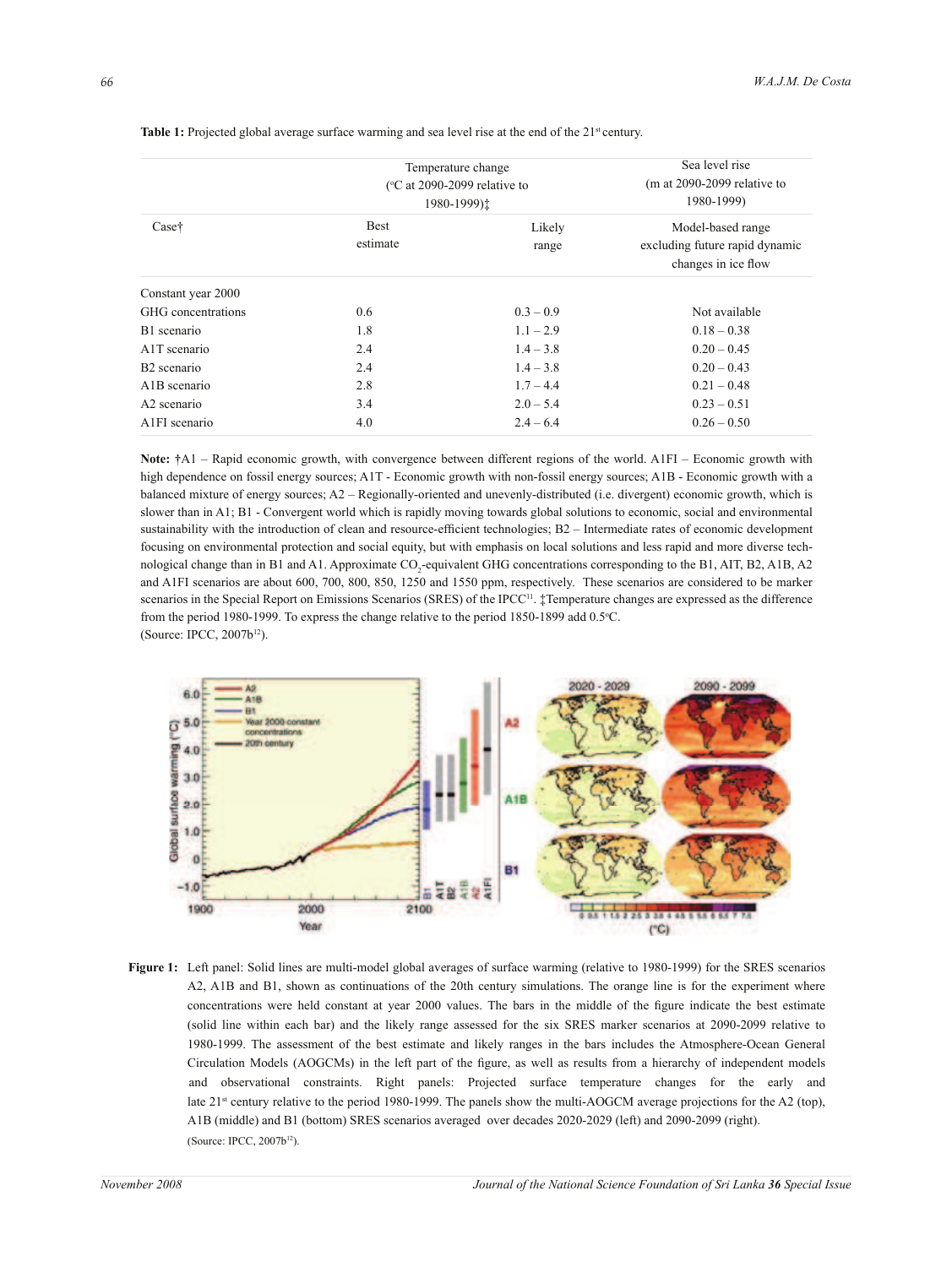**Table 1:** Projected global average surface warming and sea level rise at the end of the 21st century.

| Case† | Temperature change (°C at 2090-2099 relative to 1980-1999)‡ Best estimate | Likely range | Sea level rise (m at 2090-2099 relative to 1980-1999) Model-based range excluding future rapid dynamic changes in ice flow |
|---|---|---|---|
| Constant year 2000 GHG concentrations | 0.6 | 0.3 – 0.9 | Not available |
| B1 scenario | 1.8 | 1.1 – 2.9 | 0.18 – 0.38 |
| A1T scenario | 2.4 | 1.4 – 3.8 | 0.20 – 0.45 |
| B2 scenario | 2.4 | 1.4 – 3.8 | 0.20 – 0.43 |
| A1B scenario | 2.8 | 1.7 – 4.4 | 0.21 – 0.48 |
| A2 scenario | 3.4 | 2.0 – 5.4 | 0.23 – 0.51 |
| A1FI scenario | 4.0 | 2.4 – 6.4 | 0.26 – 0.50 |

**Note:** †A1 – Rapid economic growth, with convergence between different regions of the world. A1FI – Economic growth with high dependence on fossil energy sources; A1T - Economic growth with non-fossil energy sources; A1B - Economic growth with a balanced mixture of energy sources; A2 – Regionally-oriented and unevenly-distributed (i.e. divergent) economic growth, which is slower than in A1; B1 - Convergent world which is rapidly moving towards global solutions to economic, social and environmental sustainability with the introduction of clean and resource-efficient technologies; B2 – Intermediate rates of economic development focusing on environmental protection and social equity, but with emphasis on local solutions and less rapid and more diverse technological change than in B1 and A1. Approximate $CO_2$-equivalent GHG concentrations corresponding to the B1, AIT, B2, A1B, A2 and A1FI scenarios are about 600, 700, 800, 850, 1250 and 1550 ppm, respectively. These scenarios are considered to be marker scenarios in the Special Report on Emissions Scenarios (SRES) of the IPCC[11]. ‡Temperature changes are expressed as the difference from the period 1980-1999. To express the change relative to the period 1850-1899 add 0.5°C.
(Source: IPCC, 2007b[12]).

**Figure 1:** Left panel: Solid lines are multi-model global averages of surface warming (relative to 1980-1999) for the SRES scenarios A2, A1B and B1, shown as continuations of the 20th century simulations. The orange line is for the experiment where concentrations were held constant at year 2000 values. The bars in the middle of the figure indicate the best estimate (solid line within each bar) and the likely range assessed for the six SRES marker scenarios at 2090-2099 relative to 1980-1999. The assessment of the best estimate and likely ranges in the bars includes the Atmosphere-Ocean General Circulation Models (AOGCMs) in the left part of the figure, as well as results from a hierarchy of independent models and observational constraints. Right panels: Projected surface temperature changes for the early and late 21st century relative to the period 1980-1999. The panels show the multi-AOGCM average projections for the A2 (top), A1B (middle) and B1 (bottom) SRES scenarios averaged over decades 2020-2029 (left) and 2090-2099 (right).
(Source: IPCC, 2007b[12]).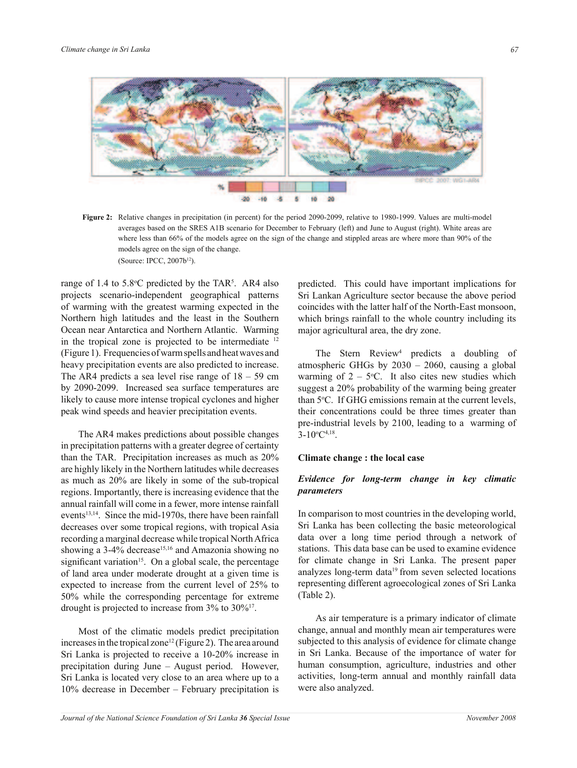Figure 2: Relative changes in precipitation (in percent) for the period 2090-2099, relative to 1980-1999. Values are multi-model averages based on the SRES A1B scenario for December to February (left) and June to August (right). White areas are where less than 66% of the models agree on the sign of the change and stippled areas are where more than 90% of the models agree on the sign of the change.
(Source: IPCC, 2007b[12]).

range of 1.4 to 5.8°C predicted by the TAR[5]. AR4 also projects scenario-independent geographical patterns of warming with the greatest warming expected in the Northern high latitudes and the least in the Southern Ocean near Antarctica and Northern Atlantic. Warming in the tropical zone is projected to be intermediate [12] (Figure 1). Frequencies of warm spells and heat waves and heavy precipitation events are also predicted to increase. The AR4 predicts a sea level rise range of 18 – 59 cm by 2090-2099. Increased sea surface temperatures are likely to cause more intense tropical cyclones and higher peak wind speeds and heavier precipitation events.

The AR4 makes predictions about possible changes in precipitation patterns with a greater degree of certainty than the TAR. Precipitation increases as much as 20% are highly likely in the Northern latitudes while decreases as much as 20% are likely in some of the sub-tropical regions. Importantly, there is increasing evidence that the annual rainfall will come in a fewer, more intense rainfall events[13,14]. Since the mid-1970s, there have been rainfall decreases over some tropical regions, with tropical Asia recording a marginal decrease while tropical North Africa showing a 3-4% decrease[15,16] and Amazonia showing no significant variation[15]. On a global scale, the percentage of land area under moderate drought at a given time is expected to increase from the current level of 25% to 50% while the corresponding percentage for extreme drought is projected to increase from 3% to 30%[17].

Most of the climatic models predict precipitation increases in the tropical zone[12] (Figure 2). The area around Sri Lanka is projected to receive a 10-20% increase in precipitation during June – August period. However, Sri Lanka is located very close to an area where up to a 10% decrease in December – February precipitation is predicted. This could have important implications for Sri Lankan Agriculture sector because the above period coincides with the latter half of the North-East monsoon, which brings rainfall to the whole country including its major agricultural area, the dry zone.

The Stern Review[4] predicts a doubling of atmospheric GHGs by 2030 – 2060, causing a global warming of 2 – 5°C. It also cites new studies which suggest a 20% probability of the warming being greater than 5°C. If GHG emissions remain at the current levels, their concentrations could be three times greater than pre-industrial levels by 2100, leading to a warming of 3-10°C[4,18].

## Climate change : the local case

### *Evidence for long-term change in key climatic parameters*

In comparison to most countries in the developing world, Sri Lanka has been collecting the basic meteorological data over a long time period through a network of stations. This data base can be used to examine evidence for climate change in Sri Lanka. The present paper analyzes long-term data[19] from seven selected locations representing different agroecological zones of Sri Lanka (Table 2).

As air temperature is a primary indicator of climate change, annual and monthly mean air temperatures were subjected to this analysis of evidence for climate change in Sri Lanka. Because of the importance of water for human consumption, agriculture, industries and other activities, long-term annual and monthly rainfall data were also analyzed.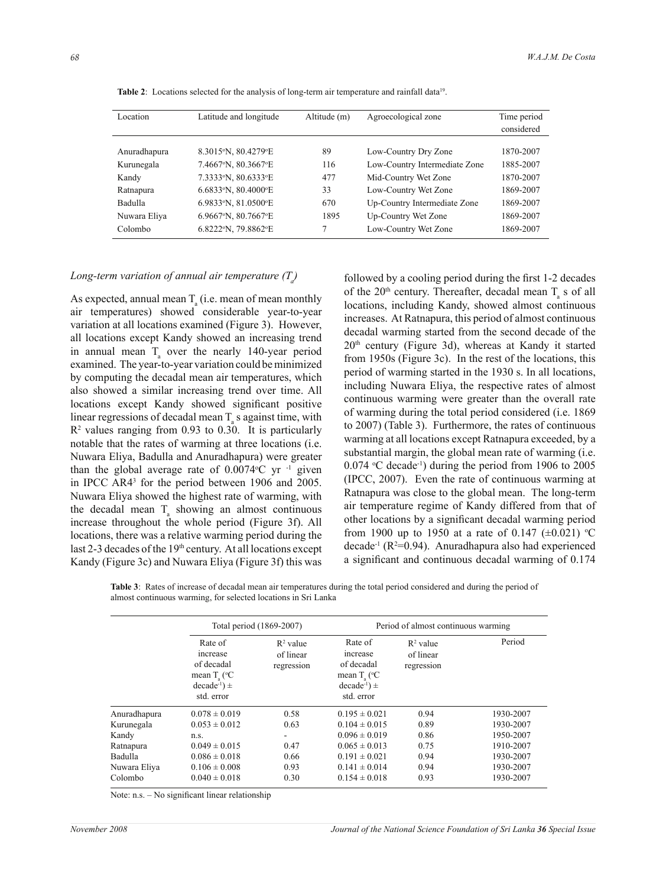**Table 2**: Locations selected for the analysis of long-term air temperature and rainfall data[19].

| Location | Latitude and longitude | Altitude (m) | Agroecological zone | Time period considered |
|---|---|---|---|---|
| Anuradhapura | 8.3015°N, 80.4279°E | 89 | Low-Country Dry Zone | 1870-2007 |
| Kurunegala | 7.4667°N, 80.3667°E | 116 | Low-Country Intermediate Zone | 1885-2007 |
| Kandy | 7.3333°N, 80.6333°E | 477 | Mid-Country Wet Zone | 1870-2007 |
| Ratnapura | 6.6833°N, 80.4000°E | 33 | Low-Country Wet Zone | 1869-2007 |
| Badulla | 6.9833°N, 81.0500°E | 670 | Up-Country Intermediate Zone | 1869-2007 |
| Nuwara Eliya | 6.9667°N, 80.7667°E | 1895 | Up-Country Wet Zone | 1869-2007 |
| Colombo | 6.8222°N, 79.8862°E | 7 | Low-Country Wet Zone | 1869-2007 |

### *Long-term variation of annual air temperature ($T_a$)*

As expected, annual mean $T_a$ (i.e. mean of mean monthly air temperatures) showed considerable year-to-year variation at all locations examined (Figure 3). However, all locations except Kandy showed an increasing trend in annual mean $T_a$ over the nearly 140-year period examined. The year-to-year variation could be minimized by computing the decadal mean air temperatures, which also showed a similar increasing trend over time. All locations except Kandy showed significant positive linear regressions of decadal mean $T_a$ s against time, with $R^2$ values ranging from 0.93 to 0.30. It is particularly notable that the rates of warming at three locations (i.e. Nuwara Eliya, Badulla and Anuradhapura) were greater than the global average rate of 0.0074°C yr $^{-1}$ given in IPCC AR4[3] for the period between 1906 and 2005. Nuwara Eliya showed the highest rate of warming, with the decadal mean $T_a$ showing an almost continuous increase throughout the whole period (Figure 3f). All locations, there was a relative warming period during the last 2-3 decades of the 19[th] century. At all locations except Kandy (Figure 3c) and Nuwara Eliya (Figure 3f) this was followed by a cooling period during the first 1-2 decades of the 20[th] century. Thereafter, decadal mean $T_a$ s of all locations, including Kandy, showed almost continuous increases. At Ratnapura, this period of almost continuous decadal warming started from the second decade of the 20[th] century (Figure 3d), whereas at Kandy it started from 1950s (Figure 3c). In the rest of the locations, this period of warming started in the 1930 s. In all locations, including Nuwara Eliya, the respective rates of almost continuous warming were greater than the overall rate of warming during the total period considered (i.e. 1869 to 2007) (Table 3). Furthermore, the rates of continuous warming at all locations except Ratnapura exceeded, by a substantial margin, the global mean rate of warming (i.e. 0.074 °C decade$^{-1}$) during the period from 1906 to 2005 (IPCC, 2007). Even the rate of continuous warming at Ratnapura was close to the global mean. The long-term air temperature regime of Kandy differed from that of other locations by a significant decadal warming period from 1900 up to 1950 at a rate of 0.147 (±0.021) °C decade$^{-1}$ ($R^2$=0.94). Anuradhapura also had experienced a significant and continuous decadal warming of 0.174

**Table 3**: Rates of increase of decadal mean air temperatures during the total period considered and during the period of almost continuous warming, for selected locations in Sri Lanka

| | Total period (1869-2007) | | Period of almost continuous warming | | |
|---|---|---|---|---|---|
| | Rate of increase of decadal mean $T_a$ (°C decade$^{-1}$) ± std. error | $R^2$ value of linear regression | Rate of increase of decadal mean $T_a$ (°C decade$^{-1}$) ± std. error | $R^2$ value of linear regression | Period |
| Anuradhapura | 0.078 ± 0.019 | 0.58 | 0.195 ± 0.021 | 0.94 | 1930-2007 |
| Kurunegala | 0.053 ± 0.012 | 0.63 | 0.104 ± 0.015 | 0.89 | 1930-2007 |
| Kandy | n.s. | - | 0.096 ± 0.019 | 0.86 | 1950-2007 |
| Ratnapura | 0.049 ± 0.015 | 0.47 | 0.065 ± 0.013 | 0.75 | 1910-2007 |
| Badulla | 0.086 ± 0.018 | 0.66 | 0.191 ± 0.021 | 0.94 | 1930-2007 |
| Nuwara Eliya | 0.106 ± 0.008 | 0.93 | 0.141 ± 0.014 | 0.94 | 1930-2007 |
| Colombo | 0.040 ± 0.018 | 0.30 | 0.154 ± 0.018 | 0.93 | 1930-2007 |

Note: n.s. – No significant linear relationship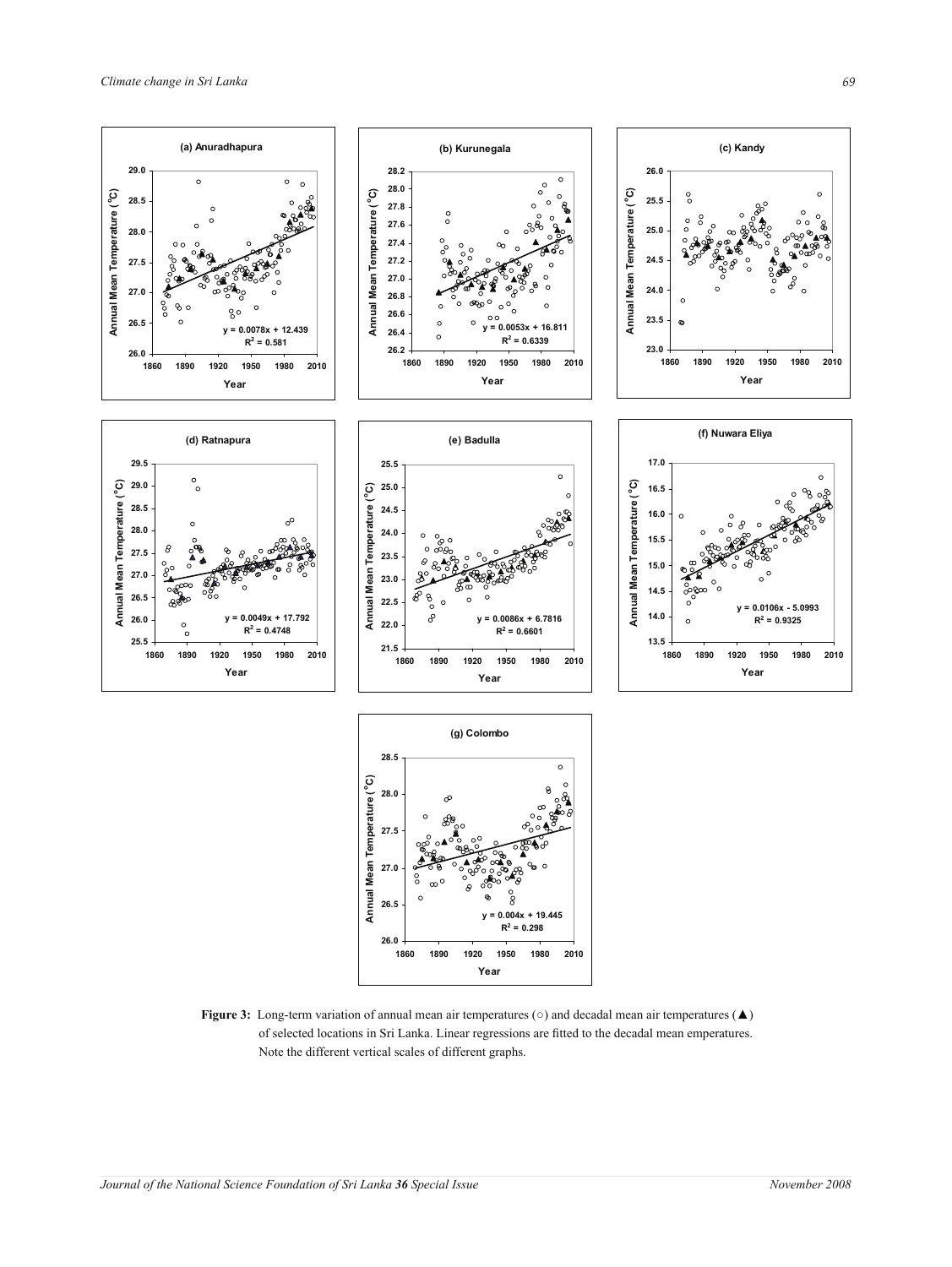**Figure 3:** Long-term variation of annual mean air temperatures (○) and decadal mean air temperatures (▲) of selected locations in Sri Lanka. Linear regressions are fitted to the decadal mean emperatures. Note the different vertical scales of different graphs.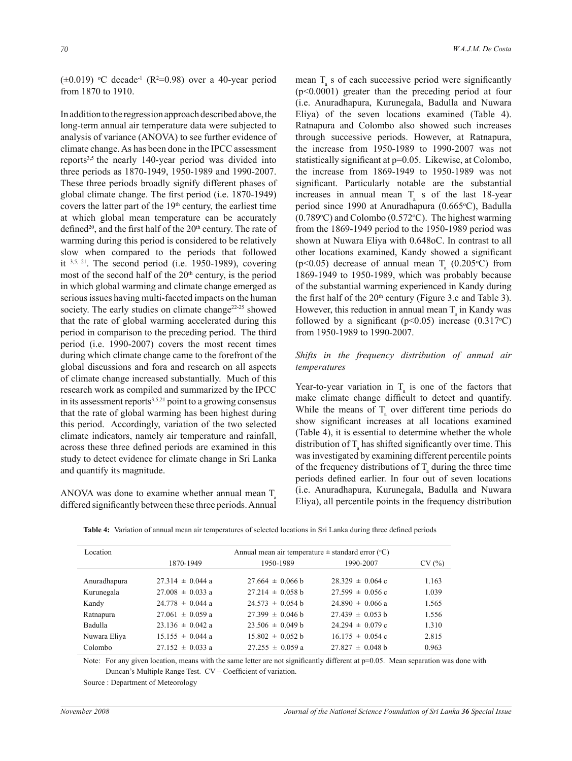(±0.019) °C decade$^{-1}$ ($R^2$=0.98) over a 40-year period from 1870 to 1910.

In addition to the regression approach described above, the long-term annual air temperature data were subjected to analysis of variance (ANOVA) to see further evidence of climate change. As has been done in the IPCC assessment reports[3,5] the nearly 140-year period was divided into three periods as 1870-1949, 1950-1989 and 1990-2007. These three periods broadly signify different phases of global climate change. The first period (i.e. 1870-1949) covers the latter part of the 19th century, the earliest time at which global mean temperature can be accurately defined[20], and the first half of the 20th century. The rate of warming during this period is considered to be relatively slow when compared to the periods that followed it [3,5,21]. The second period (i.e. 1950-1989), covering most of the second half of the 20th century, is the period in which global warming and climate change emerged as serious issues having multi-faceted impacts on the human society. The early studies on climate change[22-25] showed that the rate of global warming accelerated during this period in comparison to the preceding period. The third period (i.e. 1990-2007) covers the most recent times during which climate change came to the forefront of the global discussions and fora and research on all aspects of climate change increased substantially. Much of this research work as compiled and summarized by the IPCC in its assessment reports[3,5,21] point to a growing consensus that the rate of global warming has been highest during this period. Accordingly, variation of the two selected climate indicators, namely air temperature and rainfall, across these three defined periods are examined in this study to detect evidence for climate change in Sri Lanka and quantify its magnitude.

ANOVA was done to examine whether annual mean $T_a$ differed significantly between these three periods. Annual mean $T_a$ s of each successive period were significantly ($p$<0.0001) greater than the preceding period at four (i.e. Anuradhapura, Kurunegala, Badulla and Nuwara Eliya) of the seven locations examined (Table 4). Ratnapura and Colombo also showed such increases through successive periods. However, at Ratnapura, the increase from 1950-1989 to 1990-2007 was not statistically significant at $p$=0.05. Likewise, at Colombo, the increase from 1869-1949 to 1950-1989 was not significant. Particularly notable are the substantial increases in annual mean $T_a$ s of the last 18-year period since 1990 at Anuradhapura (0.665°C), Badulla (0.789°C) and Colombo (0.572°C). The highest warming from the 1869-1949 period to the 1950-1989 period was shown at Nuwara Eliya with 0.648oC. In contrast to all other locations examined, Kandy showed a significant ($p$<0.05) decrease of annual mean $T_a$ (0.205°C) from 1869-1949 to 1950-1989, which was probably because of the substantial warming experienced in Kandy during the first half of the 20th century (Figure 3.c and Table 3). However, this reduction in annual mean $T_a$ in Kandy was followed by a significant ($p$<0.05) increase (0.317°C) from 1950-1989 to 1990-2007.

*Shifts in the frequency distribution of annual air temperatures*

Year-to-year variation in $T_a$ is one of the factors that make climate change difficult to detect and quantify. While the means of $T_a$ over different time periods do show significant increases at all locations examined (Table 4), it is essential to determine whether the whole distribution of $T_a$ has shifted significantly over time. This was investigated by examining different percentile points of the frequency distributions of $T_a$ during the three time periods defined earlier. In four out of seven locations (i.e. Anuradhapura, Kurunegala, Badulla and Nuwara Eliya), all percentile points in the frequency distribution

**Table 4:** Variation of annual mean air temperatures of selected locations in Sri Lanka during three defined periods

| Location | Annual mean air temperature ± standard error (°C) | | | |
|---|---|---|---|---|
| | 1870-1949 | 1950-1989 | 1990-2007 | CV (%) |
| Anuradhapura | 27.314 ± 0.044 a | 27.664 ± 0.066 b | 28.329 ± 0.064 c | 1.163 |
| Kurunegala | 27.008 ± 0.033 a | 27.214 ± 0.058 b | 27.599 ± 0.056 c | 1.039 |
| Kandy | 24.778 ± 0.044 a | 24.573 ± 0.054 b | 24.890 ± 0.066 a | 1.565 |
| Ratnapura | 27.061 ± 0.059 a | 27.399 ± 0.046 b | 27.439 ± 0.053 b | 1.556 |
| Badulla | 23.136 ± 0.042 a | 23.506 ± 0.049 b | 24.294 ± 0.079 c | 1.310 |
| Nuwara Eliya | 15.155 ± 0.044 a | 15.802 ± 0.052 b | 16.175 ± 0.054 c | 2.815 |
| Colombo | 27.152 ± 0.033 a | 27.255 ± 0.059 a | 27.827 ± 0.048 b | 0.963 |

Note: For any given location, means with the same letter are not significantly different at $p$=0.05. Mean separation was done with Duncan's Multiple Range Test. CV – Coefficient of variation.

Source : Department of Meteorology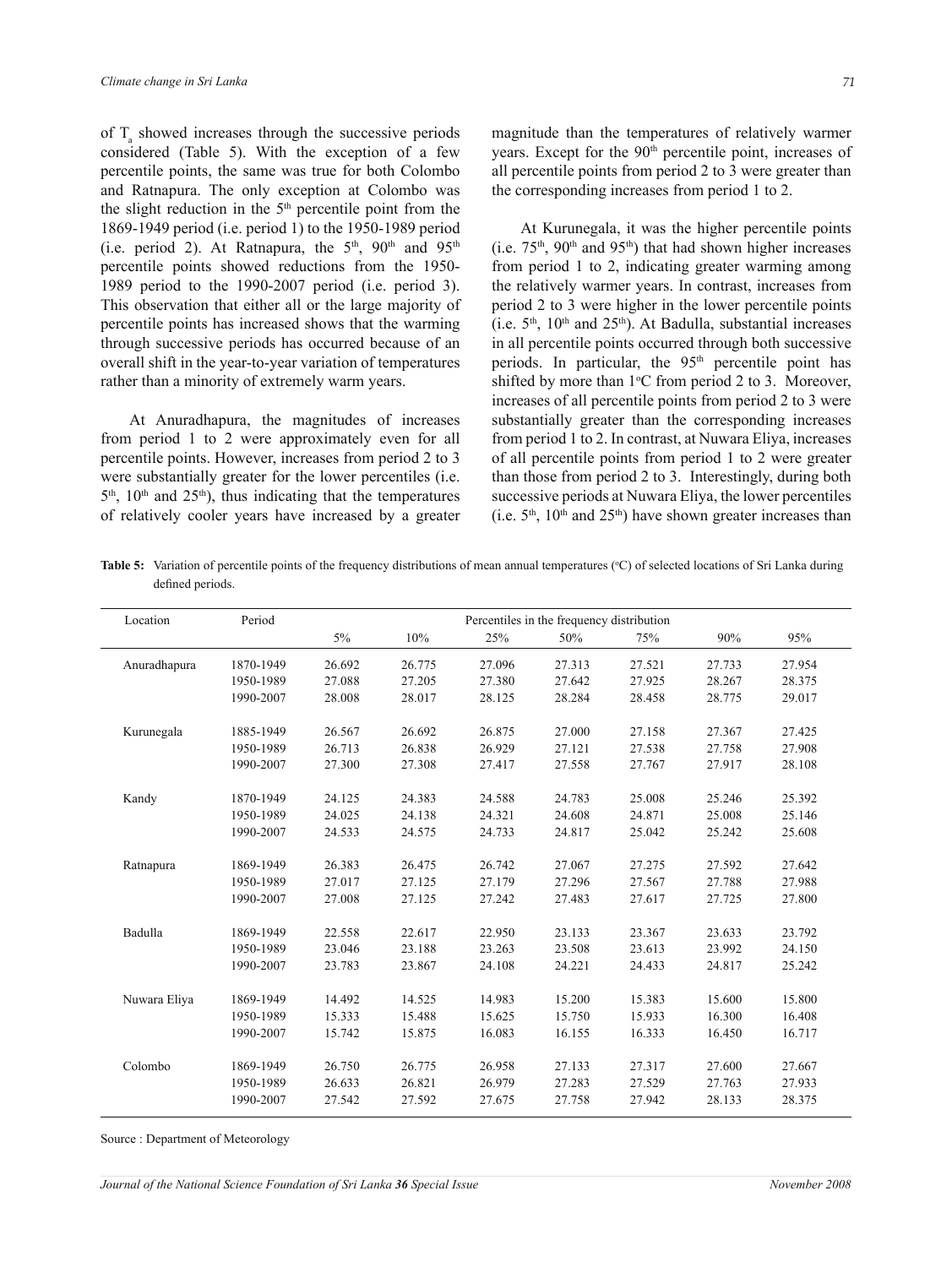of $T_a$ showed increases through the successive periods considered (Table 5). With the exception of a few percentile points, the same was true for both Colombo and Ratnapura. The only exception at Colombo was the slight reduction in the 5th percentile point from the 1869-1949 period (i.e. period 1) to the 1950-1989 period (i.e. period 2). At Ratnapura, the 5th, 90th and 95th percentile points showed reductions from the 1950-1989 period to the 1990-2007 period (i.e. period 3). This observation that either all or the large majority of percentile points has increased shows that the warming through successive periods has occurred because of an overall shift in the year-to-year variation of temperatures rather than a minority of extremely warm years.

At Anuradhapura, the magnitudes of increases from period 1 to 2 were approximately even for all percentile points. However, increases from period 2 to 3 were substantially greater for the lower percentiles (i.e. 5th, 10th and 25th), thus indicating that the temperatures of relatively cooler years have increased by a greater magnitude than the temperatures of relatively warmer years. Except for the 90th percentile point, increases of all percentile points from period 2 to 3 were greater than the corresponding increases from period 1 to 2.

At Kurunegala, it was the higher percentile points (i.e. 75th, 90th and 95th) that had shown higher increases from period 1 to 2, indicating greater warming among the relatively warmer years. In contrast, increases from period 2 to 3 were higher in the lower percentile points (i.e. 5th, 10th and 25th). At Badulla, substantial increases in all percentile points occurred through both successive periods. In particular, the 95th percentile point has shifted by more than 1°C from period 2 to 3. Moreover, increases of all percentile points from period 2 to 3 were substantially greater than the corresponding increases from period 1 to 2. In contrast, at Nuwara Eliya, increases of all percentile points from period 1 to 2 were greater than those from period 2 to 3. Interestingly, during both successive periods at Nuwara Eliya, the lower percentiles (i.e. 5th, 10th and 25th) have shown greater increases than

**Table 5:** Variation of percentile points of the frequency distributions of mean annual temperatures (°C) of selected locations of Sri Lanka during defined periods.

| Location | Period | Percentiles in the frequency distribution | | | | | | |
|---|---|---|---|---|---|---|---|---|
| | | 5% | 10% | 25% | 50% | 75% | 90% | 95% |
| Anuradhapura | 1870-1949 | 26.692 | 26.775 | 27.096 | 27.313 | 27.521 | 27.733 | 27.954 |
| | 1950-1989 | 27.088 | 27.205 | 27.380 | 27.642 | 27.925 | 28.267 | 28.375 |
| | 1990-2007 | 28.008 | 28.017 | 28.125 | 28.284 | 28.458 | 28.775 | 29.017 |
| Kurunegala | 1885-1949 | 26.567 | 26.692 | 26.875 | 27.000 | 27.158 | 27.367 | 27.425 |
| | 1950-1989 | 26.713 | 26.838 | 26.929 | 27.121 | 27.538 | 27.758 | 27.908 |
| | 1990-2007 | 27.300 | 27.308 | 27.417 | 27.558 | 27.767 | 27.917 | 28.108 |
| Kandy | 1870-1949 | 24.125 | 24.383 | 24.588 | 24.783 | 25.008 | 25.246 | 25.392 |
| | 1950-1989 | 24.025 | 24.138 | 24.321 | 24.608 | 24.871 | 25.008 | 25.146 |
| | 1990-2007 | 24.533 | 24.575 | 24.733 | 24.817 | 25.042 | 25.242 | 25.608 |
| Ratnapura | 1869-1949 | 26.383 | 26.475 | 26.742 | 27.067 | 27.275 | 27.592 | 27.642 |
| | 1950-1989 | 27.017 | 27.125 | 27.179 | 27.296 | 27.567 | 27.788 | 27.988 |
| | 1990-2007 | 27.008 | 27.125 | 27.242 | 27.483 | 27.617 | 27.725 | 27.800 |
| Badulla | 1869-1949 | 22.558 | 22.617 | 22.950 | 23.133 | 23.367 | 23.633 | 23.792 |
| | 1950-1989 | 23.046 | 23.188 | 23.263 | 23.508 | 23.613 | 23.992 | 24.150 |
| | 1990-2007 | 23.783 | 23.867 | 24.108 | 24.221 | 24.433 | 24.817 | 25.242 |
| Nuwara Eliya | 1869-1949 | 14.492 | 14.525 | 14.983 | 15.200 | 15.383 | 15.600 | 15.800 |
| | 1950-1989 | 15.333 | 15.488 | 15.625 | 15.750 | 15.933 | 16.300 | 16.408 |
| | 1990-2007 | 15.742 | 15.875 | 16.083 | 16.155 | 16.333 | 16.450 | 16.717 |
| Colombo | 1869-1949 | 26.750 | 26.775 | 26.958 | 27.133 | 27.317 | 27.600 | 27.667 |
| | 1950-1989 | 26.633 | 26.821 | 26.979 | 27.283 | 27.529 | 27.763 | 27.933 |
| | 1990-2007 | 27.542 | 27.592 | 27.675 | 27.758 | 27.942 | 28.133 | 28.375 |

Source : Department of Meteorology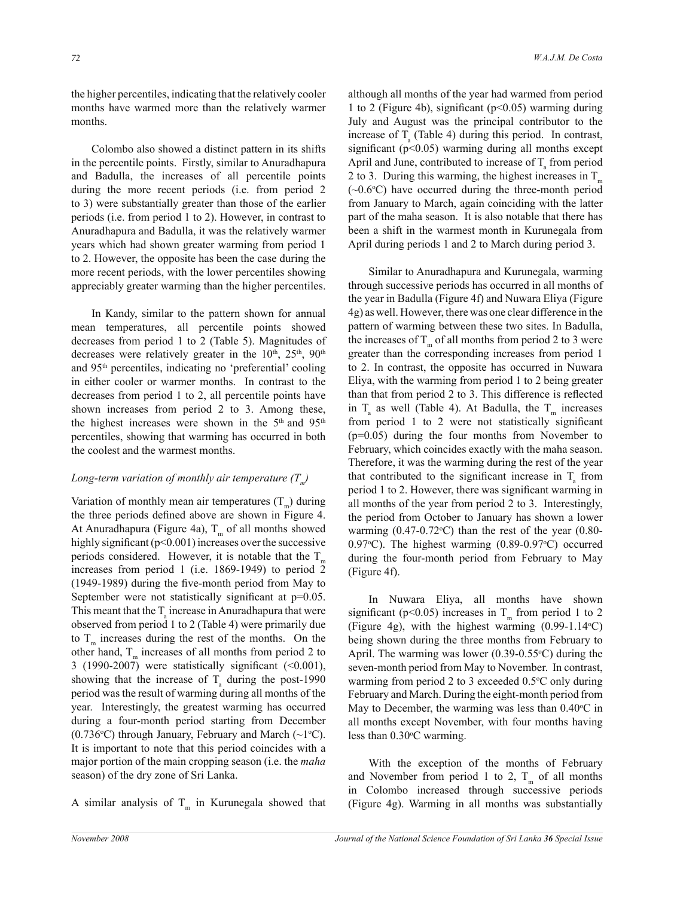the higher percentiles, indicating that the relatively cooler months have warmed more than the relatively warmer months.

Colombo also showed a distinct pattern in its shifts in the percentile points. Firstly, similar to Anuradhapura and Badulla, the increases of all percentile points during the more recent periods (i.e. from period 2 to 3) were substantially greater than those of the earlier periods (i.e. from period 1 to 2). However, in contrast to Anuradhapura and Badulla, it was the relatively warmer years which had shown greater warming from period 1 to 2. However, the opposite has been the case during the more recent periods, with the lower percentiles showing appreciably greater warming than the higher percentiles.

In Kandy, similar to the pattern shown for annual mean temperatures, all percentile points showed decreases from period 1 to 2 (Table 5). Magnitudes of decreases were relatively greater in the 10th, 25th, 90th and 95th percentiles, indicating no 'preferential' cooling in either cooler or warmer months. In contrast to the decreases from period 1 to 2, all percentile points have shown increases from period 2 to 3. Among these, the highest increases were shown in the 5th and 95th percentiles, showing that warming has occurred in both the coolest and the warmest months.

*Long-term variation of monthly air temperature ($T_m$)*

Variation of monthly mean air temperatures ($T_m$) during the three periods defined above are shown in Figure 4. At Anuradhapura (Figure 4a), $T_m$ of all months showed highly significant ($p<0.001$) increases over the successive periods considered. However, it is notable that the $T_m$ increases from period 1 (i.e. 1869-1949) to period 2 (1949-1989) during the five-month period from May to September were not statistically significant at p=0.05. This meant that the $T_a$ increase in Anuradhapura that were observed from period 1 to 2 (Table 4) were primarily due to $T_m$ increases during the rest of the months. On the other hand, $T_m$ increases of all months from period 2 to 3 (1990-2007) were statistically significant (<0.001), showing that the increase of $T_a$ during the post-1990 period was the result of warming during all months of the year. Interestingly, the greatest warming has occurred during a four-month period starting from December (0.736°C) through January, February and March (~1°C). It is important to note that this period coincides with a major portion of the main cropping season (i.e. the *maha* season) of the dry zone of Sri Lanka.

A similar analysis of $T_m$ in Kurunegala showed that although all months of the year had warmed from period 1 to 2 (Figure 4b), significant ($p<0.05$) warming during July and August was the principal contributor to the increase of $T_a$ (Table 4) during this period. In contrast, significant ($p<0.05$) warming during all months except April and June, contributed to increase of $T_a$ from period 2 to 3. During this warming, the highest increases in $T_m$ (~0.6°C) have occurred during the three-month period from January to March, again coinciding with the latter part of the maha season. It is also notable that there has been a shift in the warmest month in Kurunegala from April during periods 1 and 2 to March during period 3.

Similar to Anuradhapura and Kurunegala, warming through successive periods has occurred in all months of the year in Badulla (Figure 4f) and Nuwara Eliya (Figure 4g) as well. However, there was one clear difference in the pattern of warming between these two sites. In Badulla, the increases of $T_m$ of all months from period 2 to 3 were greater than the corresponding increases from period 1 to 2. In contrast, the opposite has occurred in Nuwara Eliya, with the warming from period 1 to 2 being greater than that from period 2 to 3. This difference is reflected in $T_a$ as well (Table 4). At Badulla, the $T_m$ increases from period 1 to 2 were not statistically significant (p=0.05) during the four months from November to February, which coincides exactly with the maha season. Therefore, it was the warming during the rest of the year that contributed to the significant increase in $T_a$ from period 1 to 2. However, there was significant warming in all months of the year from period 2 to 3. Interestingly, the period from October to January has shown a lower warming (0.47-0.72°C) than the rest of the year (0.80-0.97°C). The highest warming (0.89-0.97°C) occurred during the four-month period from February to May (Figure 4f).

In Nuwara Eliya, all months have shown significant ($p<0.05$) increases in $T_m$ from period 1 to 2 (Figure 4g), with the highest warming (0.99-1.14°C) being shown during the three months from February to April. The warming was lower (0.39-0.55°C) during the seven-month period from May to November. In contrast, warming from period 2 to 3 exceeded 0.5°C only during February and March. During the eight-month period from May to December, the warming was less than 0.40°C in all months except November, with four months having less than 0.30°C warming.

With the exception of the months of February and November from period 1 to 2, $T_m$ of all months in Colombo increased through successive periods (Figure 4g). Warming in all months was substantially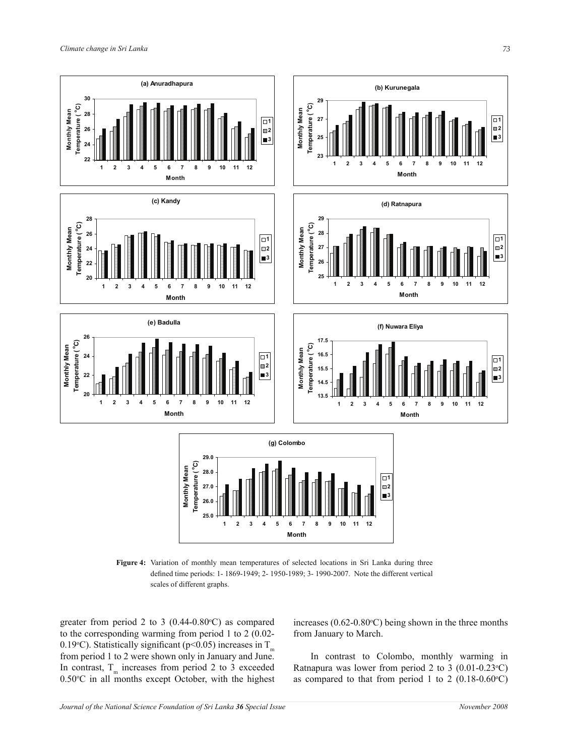**Figure 4:** Variation of monthly mean temperatures of selected locations in Sri Lanka during three defined time periods: 1- 1869-1949; 2- 1950-1989; 3- 1990-2007. Note the different vertical scales of different graphs.

greater from period 2 to 3 (0.44-0.80°C) as compared to the corresponding warming from period 1 to 2 (0.02-0.19°C). Statistically significant ($p<0.05$) increases in $T_m$ from period 1 to 2 were shown only in January and June. In contrast, $T_m$ increases from period 2 to 3 exceeded 0.50°C in all months except October, with the highest increases (0.62-0.80°C) being shown in the three months from January to March.

In contrast to Colombo, monthly warming in Ratnapura was lower from period 2 to 3 (0.01-0.23°C) as compared to that from period 1 to 2 (0.18-0.60°C)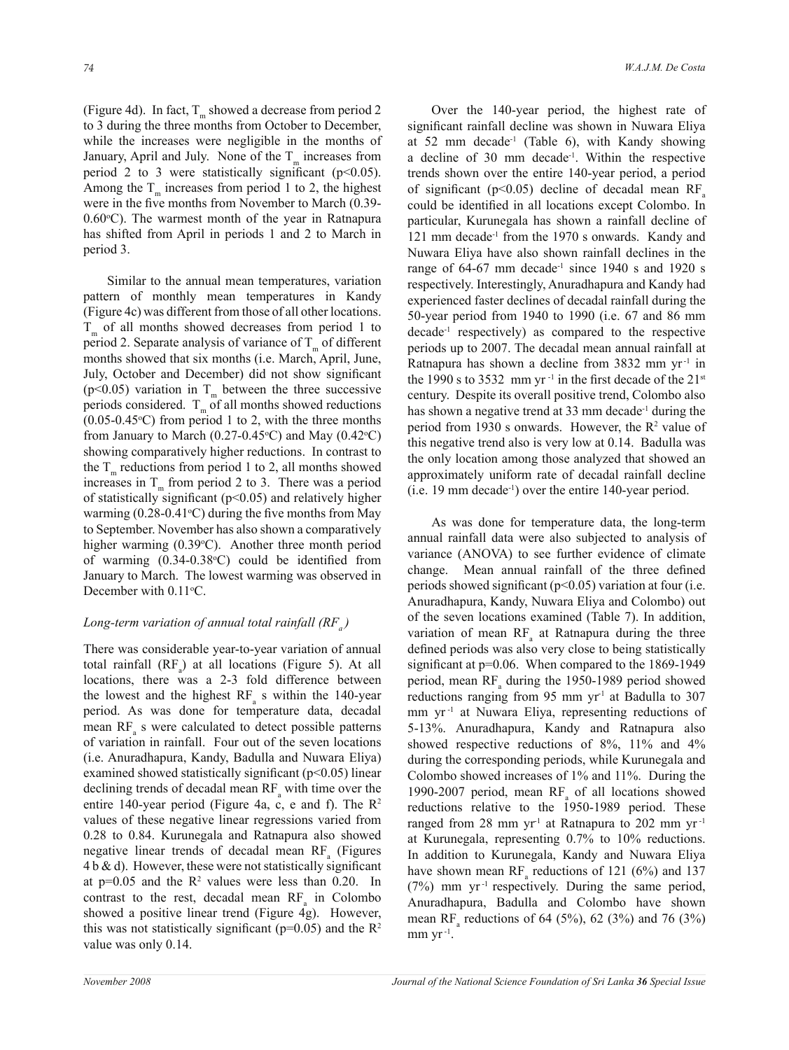(Figure 4d). In fact, $T_m$ showed a decrease from period 2 to 3 during the three months from October to December, while the increases were negligible in the months of January, April and July. None of the $T_m$ increases from period 2 to 3 were statistically significant ($p<0.05$). Among the $T_m$ increases from period 1 to 2, the highest were in the five months from November to March (0.39-0.60°C). The warmest month of the year in Ratnapura has shifted from April in periods 1 and 2 to March in period 3.

Similar to the annual mean temperatures, variation pattern of monthly mean temperatures in Kandy (Figure 4c) was different from those of all other locations. $T_m$ of all months showed decreases from period 1 to period 2. Separate analysis of variance of $T_m$ of different months showed that six months (i.e. March, April, June, July, October and December) did not show significant ($p<0.05$) variation in $T_m$ between the three successive periods considered. $T_m$ of all months showed reductions (0.05-0.45°C) from period 1 to 2, with the three months from January to March (0.27-0.45°C) and May (0.42°C) showing comparatively higher reductions. In contrast to the $T_m$ reductions from period 1 to 2, all months showed increases in $T_m$ from period 2 to 3. There was a period of statistically significant ($p<0.05$) and relatively higher warming (0.28-0.41°C) during the five months from May to September. November has also shown a comparatively higher warming (0.39°C). Another three month period of warming (0.34-0.38°C) could be identified from January to March. The lowest warming was observed in December with 0.11°C.

### *Long-term variation of annual total rainfall ($RF_a$)*

There was considerable year-to-year variation of annual total rainfall ($RF_a$) at all locations (Figure 5). At all locations, there was a 2-3 fold difference between the lowest and the highest $RF_a$ s within the 140-year period. As was done for temperature data, decadal mean $RF_a$ s were calculated to detect possible patterns of variation in rainfall. Four out of the seven locations (i.e. Anuradhapura, Kandy, Badulla and Nuwara Eliya) examined showed statistically significant ($p<0.05$) linear declining trends of decadal mean $RF_a$ with time over the entire 140-year period (Figure 4a, c, e and f). The $R^2$ values of these negative linear regressions varied from 0.28 to 0.84. Kurunegala and Ratnapura also showed negative linear trends of decadal mean $RF_a$ (Figures 4 b & d). However, these were not statistically significant at $p=0.05$ and the $R^2$ values were less than 0.20. In contrast to the rest, decadal mean $RF_a$ in Colombo showed a positive linear trend (Figure 4g). However, this was not statistically significant ($p=0.05$) and the $R^2$ value was only 0.14.

Over the 140-year period, the highest rate of significant rainfall decline was shown in Nuwara Eliya at 52 mm decade$^{-1}$ (Table 6), with Kandy showing a decline of 30 mm decade$^{-1}$. Within the respective trends shown over the entire 140-year period, a period of significant ($p<0.05$) decline of decadal mean $RF_a$ could be identified in all locations except Colombo. In particular, Kurunegala has shown a rainfall decline of 121 mm decade$^{-1}$ from the 1970 s onwards. Kandy and Nuwara Eliya have also shown rainfall declines in the range of 64-67 mm decade$^{-1}$ since 1940 s and 1920 s respectively. Interestingly, Anuradhapura and Kandy had experienced faster declines of decadal rainfall during the 50-year period from 1940 to 1990 (i.e. 67 and 86 mm decade$^{-1}$ respectively) as compared to the respective periods up to 2007. The decadal mean annual rainfall at Ratnapura has shown a decline from 3832 mm yr$^{-1}$ in the 1990 s to 3532 mm yr$^{-1}$ in the first decade of the 21$^{st}$ century. Despite its overall positive trend, Colombo also has shown a negative trend at 33 mm decade$^{-1}$ during the period from 1930 s onwards. However, the $R^2$ value of this negative trend also is very low at 0.14. Badulla was the only location among those analyzed that showed an approximately uniform rate of decadal rainfall decline (i.e. 19 mm decade$^{-1}$) over the entire 140-year period.

As was done for temperature data, the long-term annual rainfall data were also subjected to analysis of variance (ANOVA) to see further evidence of climate change. Mean annual rainfall of the three defined periods showed significant ($p<0.05$) variation at four (i.e. Anuradhapura, Kandy, Nuwara Eliya and Colombo) out of the seven locations examined (Table 7). In addition, variation of mean $RF_a$ at Ratnapura during the three defined periods was also very close to being statistically significant at $p=0.06$. When compared to the 1869-1949 period, mean $RF_a$ during the 1950-1989 period showed reductions ranging from 95 mm yr$^{-1}$ at Badulla to 307 mm yr$^{-1}$ at Nuwara Eliya, representing reductions of 5-13%. Anuradhapura, Kandy and Ratnapura also showed respective reductions of 8%, 11% and 4% during the corresponding periods, while Kurunegala and Colombo showed increases of 1% and 11%. During the 1990-2007 period, mean $RF_a$ of all locations showed reductions relative to the 1950-1989 period. These ranged from 28 mm yr$^{-1}$ at Ratnapura to 202 mm yr$^{-1}$ at Kurunegala, representing 0.7% to 10% reductions. In addition to Kurunegala, Kandy and Nuwara Eliya have shown mean $RF_a$ reductions of 121 (6%) and 137 (7%) mm yr$^{-1}$ respectively. During the same period, Anuradhapura, Badulla and Colombo have shown mean $RF_a$ reductions of 64 (5%), 62 (3%) and 76 (3%) mm yr$^{-1}$.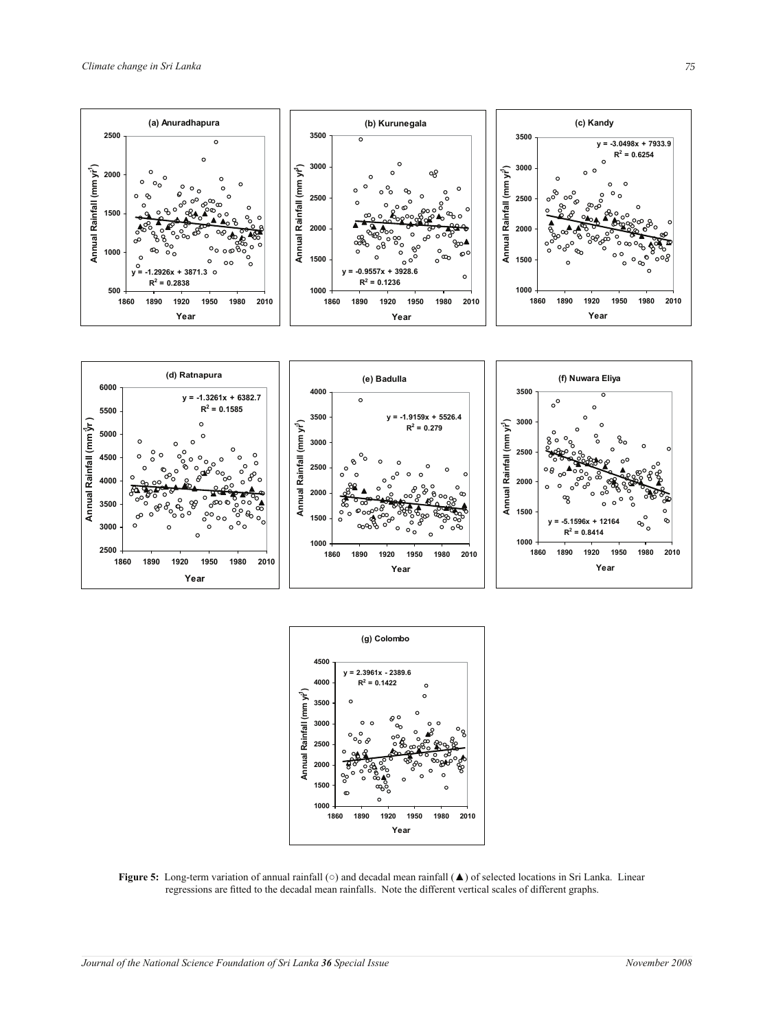**Figure 5:** Long-term variation of annual rainfall (○) and decadal mean rainfall (▲) of selected locations in Sri Lanka. Linear regressions are fitted to the decadal mean rainfalls. Note the different vertical scales of different graphs.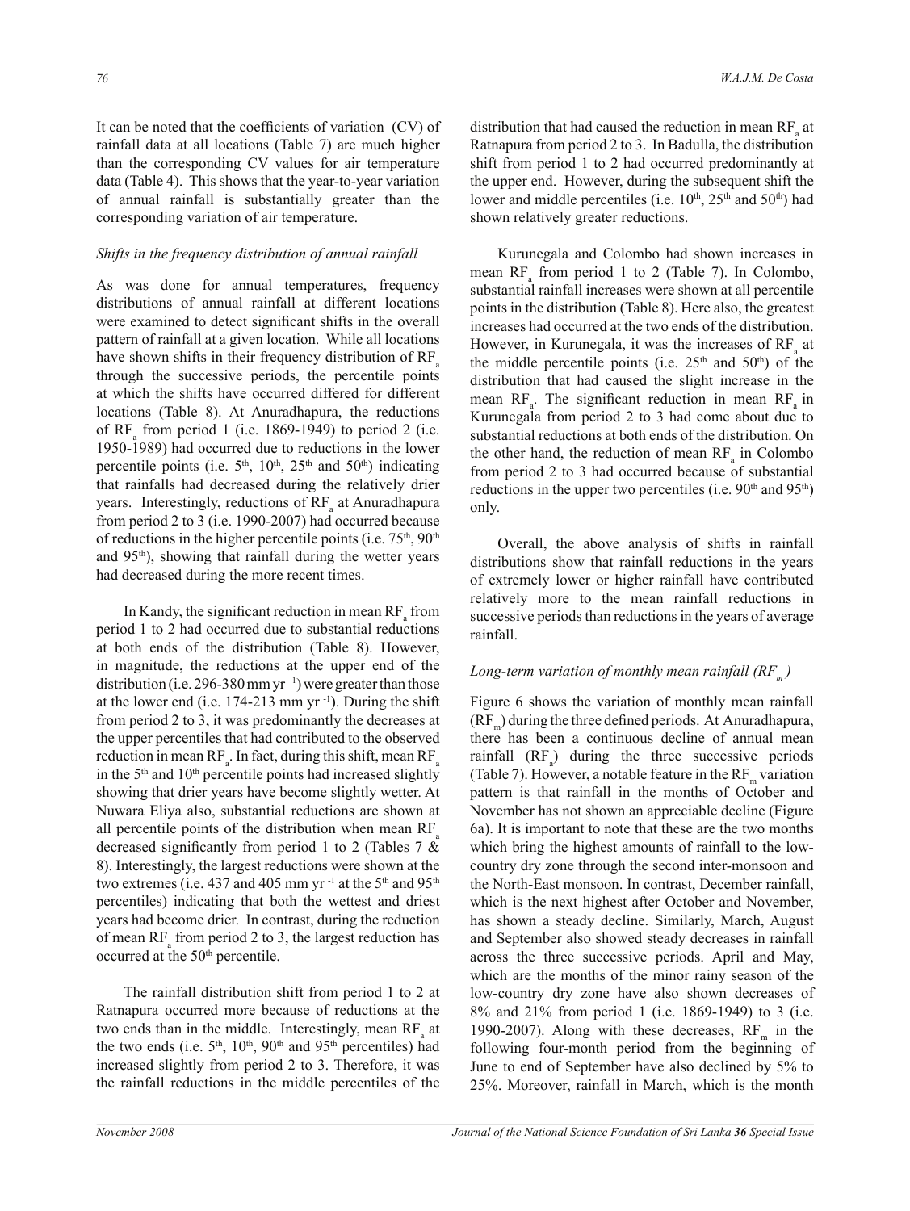It can be noted that the coefficients of variation (CV) of rainfall data at all locations (Table 7) are much higher than the corresponding CV values for air temperature data (Table 4). This shows that the year-to-year variation of annual rainfall is substantially greater than the corresponding variation of air temperature.

### *Shifts in the frequency distribution of annual rainfall*

As was done for annual temperatures, frequency distributions of annual rainfall at different locations were examined to detect significant shifts in the overall pattern of rainfall at a given location. While all locations have shown shifts in their frequency distribution of $RF_a$ through the successive periods, the percentile points at which the shifts have occurred differed for different locations (Table 8). At Anuradhapura, the reductions of $RF_a$ from period 1 (i.e. 1869-1949) to period 2 (i.e. 1950-1989) had occurred due to reductions in the lower percentile points (i.e. 5th, 10th, 25th and 50th) indicating that rainfalls had decreased during the relatively drier years. Interestingly, reductions of $RF_a$ at Anuradhapura from period 2 to 3 (i.e. 1990-2007) had occurred because of reductions in the higher percentile points (i.e. 75th, 90th and 95th), showing that rainfall during the wetter years had decreased during the more recent times.

In Kandy, the significant reduction in mean $RF_a$ from period 1 to 2 had occurred due to substantial reductions at both ends of the distribution (Table 8). However, in magnitude, the reductions at the upper end of the distribution (i.e. 296-380 mm $yr^{-1}$) were greater than those at the lower end (i.e. 174-213 mm $yr^{-1}$). During the shift from period 2 to 3, it was predominantly the decreases at the upper percentiles that had contributed to the observed reduction in mean $RF_a$. In fact, during this shift, mean $RF_a$ in the 5th and 10th percentile points had increased slightly showing that drier years have become slightly wetter. At Nuwara Eliya also, substantial reductions are shown at all percentile points of the distribution when mean $RF_a$ decreased significantly from period 1 to 2 (Tables 7 & 8). Interestingly, the largest reductions were shown at the two extremes (i.e. 437 and 405 mm $yr^{-1}$ at the 5th and 95th percentiles) indicating that both the wettest and driest years had become drier. In contrast, during the reduction of mean $RF_a$ from period 2 to 3, the largest reduction has occurred at the 50th percentile.

The rainfall distribution shift from period 1 to 2 at Ratnapura occurred more because of reductions at the two ends than in the middle. Interestingly, mean $RF_a$ at the two ends (i.e. 5th, 10th, 90th and 95th percentiles) had increased slightly from period 2 to 3. Therefore, it was the rainfall reductions in the middle percentiles of the distribution that had caused the reduction in mean $RF_a$ at Ratnapura from period 2 to 3. In Badulla, the distribution shift from period 1 to 2 had occurred predominantly at the upper end. However, during the subsequent shift the lower and middle percentiles (i.e. 10th, 25th and 50th) had shown relatively greater reductions.

Kurunegala and Colombo had shown increases in mean $RF_a$ from period 1 to 2 (Table 7). In Colombo, substantial rainfall increases were shown at all percentile points in the distribution (Table 8). Here also, the greatest increases had occurred at the two ends of the distribution. However, in Kurunegala, it was the increases of $RF_a$ at the middle percentile points (i.e. 25th and 50th) of the distribution that had caused the slight increase in the mean $RF_a$. The significant reduction in mean $RF_a$ in Kurunegala from period 2 to 3 had come about due to substantial reductions at both ends of the distribution. On the other hand, the reduction of mean $RF_a$ in Colombo from period 2 to 3 had occurred because of substantial reductions in the upper two percentiles (i.e. 90th and 95th) only.

Overall, the above analysis of shifts in rainfall distributions show that rainfall reductions in the years of extremely lower or higher rainfall have contributed relatively more to the mean rainfall reductions in successive periods than reductions in the years of average rainfall.

### *Long-term variation of monthly mean rainfall ($RF_m$)*

Figure 6 shows the variation of monthly mean rainfall ($RF_m$) during the three defined periods. At Anuradhapura, there has been a continuous decline of annual mean rainfall ($RF_a$) during the three successive periods (Table 7). However, a notable feature in the $RF_m$ variation pattern is that rainfall in the months of October and November has not shown an appreciable decline (Figure 6a). It is important to note that these are the two months which bring the highest amounts of rainfall to the low-country dry zone through the second inter-monsoon and the North-East monsoon. In contrast, December rainfall, which is the next highest after October and November, has shown a steady decline. Similarly, March, August and September also showed steady decreases in rainfall across the three successive periods. April and May, which are the months of the minor rainy season of the low-country dry zone have also shown decreases of 8% and 21% from period 1 (i.e. 1869-1949) to 3 (i.e. 1990-2007). Along with these decreases, $RF_m$ in the following four-month period from the beginning of June to end of September have also declined by 5% to 25%. Moreover, rainfall in March, which is the month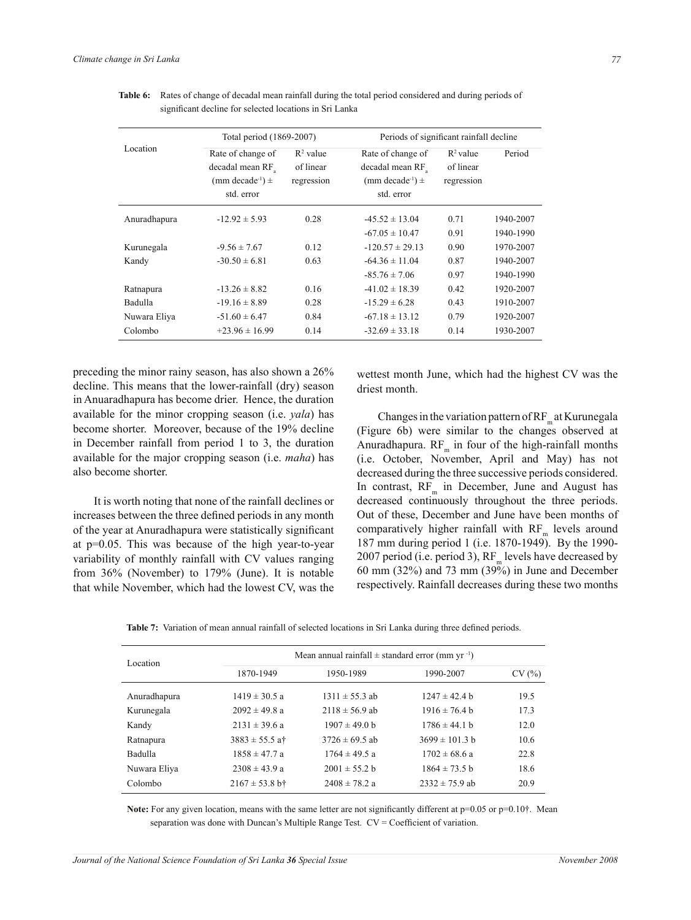**Table 6:** Rates of change of decadal mean rainfall during the total period considered and during periods of significant decline for selected locations in Sri Lanka

| Location | Total period (1869-2007) | | Periods of significant rainfall decline | | |
|---|---|---|---|---|---|
| | Rate of change of decadal mean $RF_a$ (mm decade$^{-1}$) ± std. error | $R^2$ value of linear regression | Rate of change of decadal mean $RF_a$ (mm decade$^{-1}$) ± std. error | $R^2$ value of linear regression | Period |
| Anuradhapura | -12.92 ± 5.93 | 0.28 | -45.52 ± 13.04 | 0.71 | 1940-2007 |
| | | | -67.05 ± 10.47 | 0.91 | 1940-1990 |
| Kurunegala | -9.56 ± 7.67 | 0.12 | -120.57 ± 29.13 | 0.90 | 1970-2007 |
| Kandy | -30.50 ± 6.81 | 0.63 | -64.36 ± 11.04 | 0.87 | 1940-2007 |
| | | | -85.76 ± 7.06 | 0.97 | 1940-1990 |
| Ratnapura | -13.26 ± 8.82 | 0.16 | -41.02 ± 18.39 | 0.42 | 1920-2007 |
| Badulla | -19.16 ± 8.89 | 0.28 | -15.29 ± 6.28 | 0.43 | 1910-2007 |
| Nuwara Eliya | -51.60 ± 6.47 | 0.84 | -67.18 ± 13.12 | 0.79 | 1920-2007 |
| Colombo | +23.96 ± 16.99 | 0.14 | -32.69 ± 33.18 | 0.14 | 1930-2007 |

preceding the minor rainy season, has also shown a 26% decline. This means that the lower-rainfall (dry) season in Anuradhapura has become drier. Hence, the duration available for the minor cropping season (i.e. *yala*) has become shorter. Moreover, because of the 19% decline in December rainfall from period 1 to 3, the duration available for the major cropping season (i.e. *maha*) has also become shorter.

It is worth noting that none of the rainfall declines or increases between the three defined periods in any month of the year at Anuradhapura were statistically significant at p=0.05. This was because of the high year-to-year variability of monthly rainfall with CV values ranging from 36% (November) to 179% (June). It is notable that while November, which had the lowest CV, was the wettest month June, which had the highest CV was the driest month.

Changes in the variation pattern of $RF_m$ at Kurunegala (Figure 6b) were similar to the changes observed at Anuradhapura. $RF_m$ in four of the high-rainfall months (i.e. October, November, April and May) has not decreased during the three successive periods considered. In contrast, $RF_m$ in December, June and August has decreased continuously throughout the three periods. Out of these, December and June have been months of comparatively higher rainfall with $RF_m$ levels around 187 mm during period 1 (i.e. 1870-1949). By the 1990-2007 period (i.e. period 3), $RF_m$ levels have decreased by 60 mm (32%) and 73 mm (39%) in June and December respectively. Rainfall decreases during these two months

**Table 7:** Variation of mean annual rainfall of selected locations in Sri Lanka during three defined periods.

| Location | Mean annual rainfall ± standard error (mm yr$^{-1}$) | | | |
|---|---|---|---|---|
| | 1870-1949 | 1950-1989 | 1990-2007 | CV (%) |
| Anuradhapura | 1419 ± 30.5 a | 1311 ± 55.3 ab | 1247 ± 42.4 b | 19.5 |
| Kurunegala | 2092 ± 49.8 a | 2118 ± 56.9 ab | 1916 ± 76.4 b | 17.3 |
| Kandy | 2131 ± 39.6 a | 1907 ± 49.0 b | 1786 ± 44.1 b | 12.0 |
| Ratnapura | 3883 ± 55.5 a† | 3726 ± 69.5 ab | 3699 ± 101.3 b | 10.6 |
| Badulla | 1858 ± 47.7 a | 1764 ± 49.5 a | 1702 ± 68.6 a | 22.8 |
| Nuwara Eliya | 2308 ± 43.9 a | 2001 ± 55.2 b | 1864 ± 73.5 b | 18.6 |
| Colombo | 2167 ± 53.8 b† | 2408 ± 78.2 a | 2332 ± 75.9 ab | 20.9 |

**Note:** For any given location, means with the same letter are not significantly different at p=0.05 or p=0.10†. Mean separation was done with Duncan's Multiple Range Test. CV = Coefficient of variation.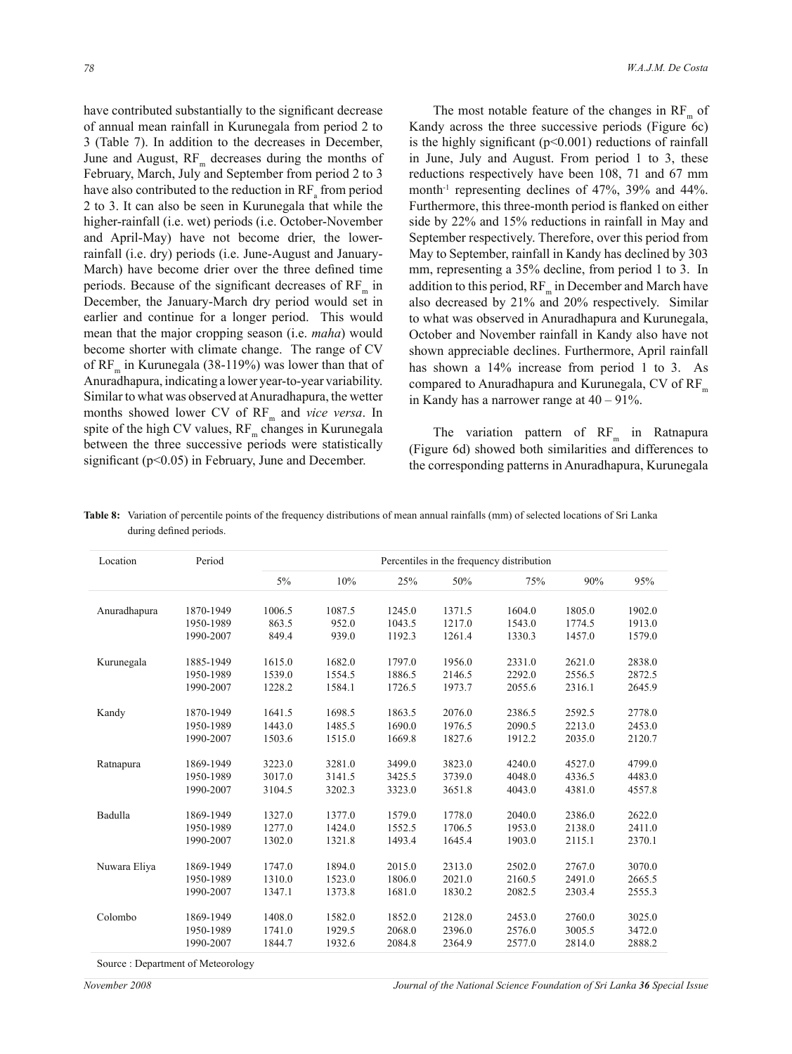have contributed substantially to the significant decrease of annual mean rainfall in Kurunegala from period 2 to 3 (Table 7). In addition to the decreases in December, June and August, $RF_m$ decreases during the months of February, March, July and September from period 2 to 3 have also contributed to the reduction in $RF_a$ from period 2 to 3. It can also be seen in Kurunegala that while the higher-rainfall (i.e. wet) periods (i.e. October-November and April-May) have not become drier, the lower-rainfall (i.e. dry) periods (i.e. June-August and January-March) have become drier over the three defined time periods. Because of the significant decreases of $RF_m$ in December, the January-March dry period would set in earlier and continue for a longer period. This would mean that the major cropping season (i.e. *maha*) would become shorter with climate change. The range of CV of $RF_m$ in Kurunegala (38-119%) was lower than that of Anuradhapura, indicating a lower year-to-year variability. Similar to what was observed at Anuradhapura, the wetter months showed lower CV of $RF_m$ and *vice versa*. In spite of the high CV values, $RF_m$ changes in Kurunegala between the three successive periods were statistically significant ($p<0.05$) in February, June and December.

The most notable feature of the changes in $RF_m$ of Kandy across the three successive periods (Figure 6c) is the highly significant ($p<0.001$) reductions of rainfall in June, July and August. From period 1 to 3, these reductions respectively have been 108, 71 and 67 mm month$^{-1}$ representing declines of 47%, 39% and 44%. Furthermore, this three-month period is flanked on either side by 22% and 15% reductions in rainfall in May and September respectively. Therefore, over this period from May to September, rainfall in Kandy has declined by 303 mm, representing a 35% decline, from period 1 to 3. In addition to this period, $RF_m$ in December and March have also decreased by 21% and 20% respectively. Similar to what was observed in Anuradhapura and Kurunegala, October and November rainfall in Kandy also have not shown appreciable declines. Furthermore, April rainfall has shown a 14% increase from period 1 to 3. As compared to Anuradhapura and Kurunegala, CV of $RF_m$ in Kandy has a narrower range at 40 – 91%.

The variation pattern of $RF_m$ in Ratnapura (Figure 6d) showed both similarities and differences to the corresponding patterns in Anuradhapura, Kurunegala

**Table 8:** Variation of percentile points of the frequency distributions of mean annual rainfalls (mm) of selected locations of Sri Lanka during defined periods.

| Location | Period | Percentiles in the frequency distribution | | | | | | |
|---|---|---|---|---|---|---|---|---|
| | | 5% | 10% | 25% | 50% | 75% | 90% | 95% |
| Anuradhapura | 1870-1949 | 1006.5 | 1087.5 | 1245.0 | 1371.5 | 1604.0 | 1805.0 | 1902.0 |
| | 1950-1989 | 863.5 | 952.0 | 1043.5 | 1217.0 | 1543.0 | 1774.5 | 1913.0 |
| | 1990-2007 | 849.4 | 939.0 | 1192.3 | 1261.4 | 1330.3 | 1457.0 | 1579.0 |
| Kurunegala | 1885-1949 | 1615.0 | 1682.0 | 1797.0 | 1956.0 | 2331.0 | 2621.0 | 2838.0 |
| | 1950-1989 | 1539.0 | 1554.5 | 1886.5 | 2146.5 | 2292.0 | 2556.5 | 2872.5 |
| | 1990-2007 | 1228.2 | 1584.1 | 1726.5 | 1973.7 | 2055.6 | 2316.1 | 2645.9 |
| Kandy | 1870-1949 | 1641.5 | 1698.5 | 1863.5 | 2076.0 | 2386.5 | 2592.5 | 2778.0 |
| | 1950-1989 | 1443.0 | 1485.5 | 1690.0 | 1976.5 | 2090.5 | 2213.0 | 2453.0 |
| | 1990-2007 | 1503.6 | 1515.0 | 1669.8 | 1827.6 | 1912.2 | 2035.0 | 2120.7 |
| Ratnapura | 1869-1949 | 3223.0 | 3281.0 | 3499.0 | 3823.0 | 4240.0 | 4527.0 | 4799.0 |
| | 1950-1989 | 3017.0 | 3141.5 | 3425.5 | 3739.0 | 4048.0 | 4336.5 | 4483.0 |
| | 1990-2007 | 3104.5 | 3202.3 | 3323.0 | 3651.8 | 4043.0 | 4381.0 | 4557.8 |
| Badulla | 1869-1949 | 1327.0 | 1377.0 | 1579.0 | 1778.0 | 2040.0 | 2386.0 | 2622.0 |
| | 1950-1989 | 1277.0 | 1424.0 | 1552.5 | 1706.5 | 1953.0 | 2138.0 | 2411.0 |
| | 1990-2007 | 1302.0 | 1321.8 | 1493.4 | 1645.4 | 1903.0 | 2115.1 | 2370.1 |
| Nuwara Eliya | 1869-1949 | 1747.0 | 1894.0 | 2015.0 | 2313.0 | 2502.0 | 2767.0 | 3070.0 |
| | 1950-1989 | 1310.0 | 1523.0 | 1806.0 | 2021.0 | 2160.5 | 2491.0 | 2665.5 |
| | 1990-2007 | 1347.1 | 1373.8 | 1681.0 | 1830.2 | 2082.5 | 2303.4 | 2555.3 |
| Colombo | 1869-1949 | 1408.0 | 1582.0 | 1852.0 | 2128.0 | 2453.0 | 2760.0 | 3025.0 |
| | 1950-1989 | 1741.0 | 1929.5 | 2068.0 | 2396.0 | 2576.0 | 3005.5 | 3472.0 |
| | 1990-2007 | 1844.7 | 1932.6 | 2084.8 | 2364.9 | 2577.0 | 2814.0 | 2888.2 |

Source : Department of Meteorology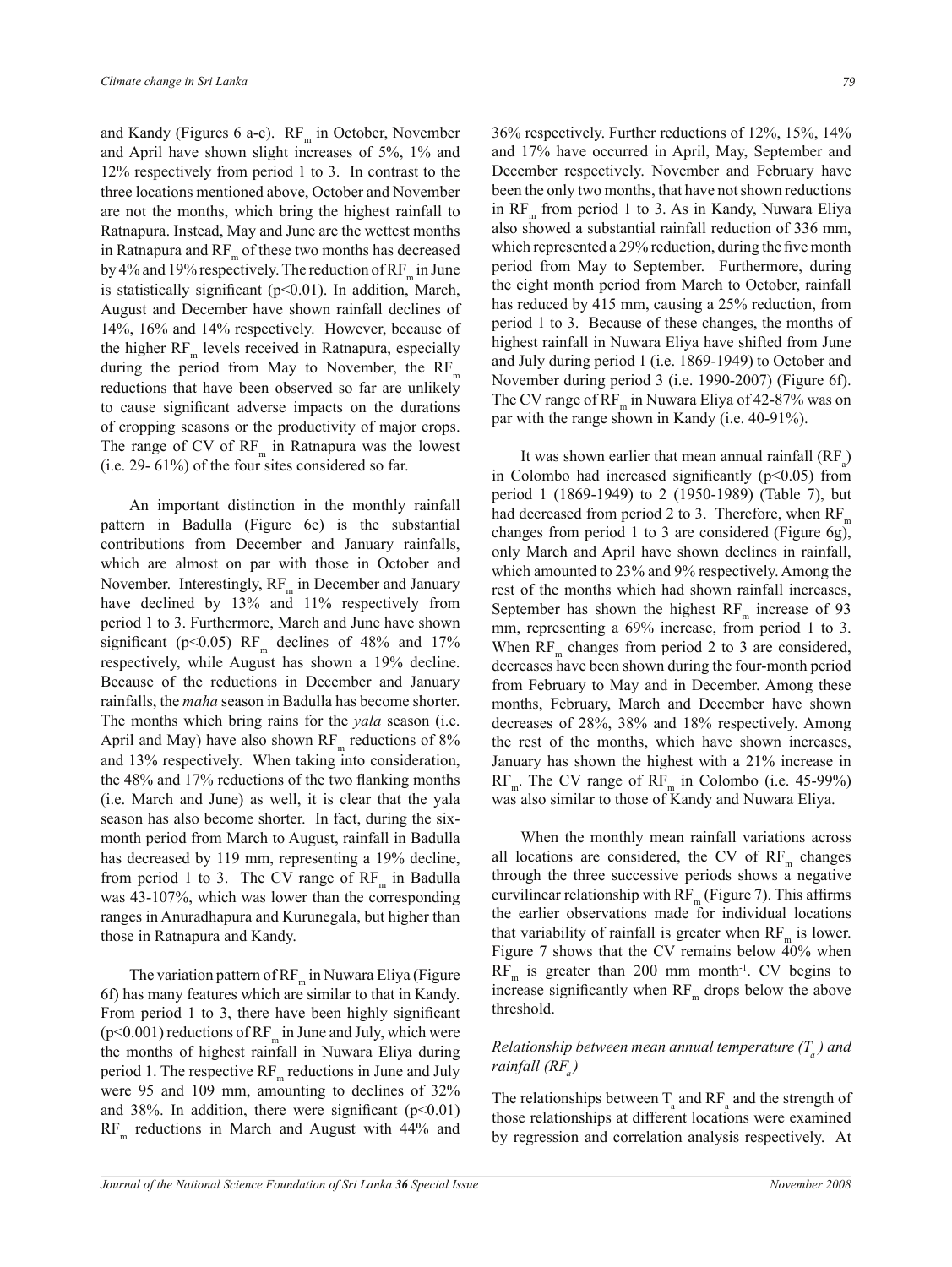and Kandy (Figures 6 a-c). $RF_m$ in October, November and April have shown slight increases of 5%, 1% and 12% respectively from period 1 to 3. In contrast to the three locations mentioned above, October and November are not the months, which bring the highest rainfall to Ratnapura. Instead, May and June are the wettest months in Ratnapura and $RF_m$ of these two months has decreased by 4% and 19% respectively. The reduction of $RF_m$ in June is statistically significant ($p<0.01$). In addition, March, August and December have shown rainfall declines of 14%, 16% and 14% respectively. However, because of the higher $RF_m$ levels received in Ratnapura, especially during the period from May to November, the $RF_m$ reductions that have been observed so far are unlikely to cause significant adverse impacts on the durations of cropping seasons or the productivity of major crops. The range of CV of $RF_m$ in Ratnapura was the lowest (i.e. 29- 61%) of the four sites considered so far.

An important distinction in the monthly rainfall pattern in Badulla (Figure 6e) is the substantial contributions from December and January rainfalls, which are almost on par with those in October and November. Interestingly, $RF_m$ in December and January have declined by 13% and 11% respectively from period 1 to 3. Furthermore, March and June have shown significant ($p<0.05$) $RF_m$ declines of 48% and 17% respectively, while August has shown a 19% decline. Because of the reductions in December and January rainfalls, the *maha* season in Badulla has become shorter. The months which bring rains for the *yala* season (i.e. April and May) have also shown $RF_m$ reductions of 8% and 13% respectively. When taking into consideration, the 48% and 17% reductions of the two flanking months (i.e. March and June) as well, it is clear that the yala season has also become shorter. In fact, during the six-month period from March to August, rainfall in Badulla has decreased by 119 mm, representing a 19% decline, from period 1 to 3. The CV range of $RF_m$ in Badulla was 43-107%, which was lower than the corresponding ranges in Anuradhapura and Kurunegala, but higher than those in Ratnapura and Kandy.

The variation pattern of $RF_m$ in Nuwara Eliya (Figure 6f) has many features which are similar to that in Kandy. From period 1 to 3, there have been highly significant ($p<0.001$) reductions of $RF_m$ in June and July, which were the months of highest rainfall in Nuwara Eliya during period 1. The respective $RF_m$ reductions in June and July were 95 and 109 mm, amounting to declines of 32% and 38%. In addition, there were significant ($p<0.01$) $RF_m$ reductions in March and August with 44% and 36% respectively. Further reductions of 12%, 15%, 14% and 17% have occurred in April, May, September and December respectively. November and February have been the only two months, that have not shown reductions in $RF_m$ from period 1 to 3. As in Kandy, Nuwara Eliya also showed a substantial rainfall reduction of 336 mm, which represented a 29% reduction, during the five month period from May to September. Furthermore, during the eight month period from March to October, rainfall has reduced by 415 mm, causing a 25% reduction, from period 1 to 3. Because of these changes, the months of highest rainfall in Nuwara Eliya have shifted from June and July during period 1 (i.e. 1869-1949) to October and November during period 3 (i.e. 1990-2007) (Figure 6f). The CV range of $RF_m$ in Nuwara Eliya of 42-87% was on par with the range shown in Kandy (i.e. 40-91%).

It was shown earlier that mean annual rainfall ($RF_a$) in Colombo had increased significantly ($p<0.05$) from period 1 (1869-1949) to 2 (1950-1989) (Table 7), but had decreased from period 2 to 3. Therefore, when $RF_m$ changes from period 1 to 3 are considered (Figure 6g), only March and April have shown declines in rainfall, which amounted to 23% and 9% respectively. Among the rest of the months which had shown rainfall increases, September has shown the highest $RF_m$ increase of 93 mm, representing a 69% increase, from period 1 to 3. When $RF_m$ changes from period 2 to 3 are considered, decreases have been shown during the four-month period from February to May and in December. Among these months, February, March and December have shown decreases of 28%, 38% and 18% respectively. Among the rest of the months, which have shown increases, January has shown the highest with a 21% increase in $RF_m$. The CV range of $RF_m$ in Colombo (i.e. 45-99%) was also similar to those of Kandy and Nuwara Eliya.

When the monthly mean rainfall variations across all locations are considered, the CV of $RF_m$ changes through the three successive periods shows a negative curvilinear relationship with $RF_m$ (Figure 7). This affirms the earlier observations made for individual locations that variability of rainfall is greater when $RF_m$ is lower. Figure 7 shows that the CV remains below 40% when $RF_m$ is greater than 200 mm month$^{-1}$. CV begins to increase significantly when $RF_m$ drops below the above threshold.

### *Relationship between mean annual temperature ($T_a$) and rainfall ($RF_a$)*

The relationships between $T_a$ and $RF_a$ and the strength of those relationships at different locations were examined by regression and correlation analysis respectively. At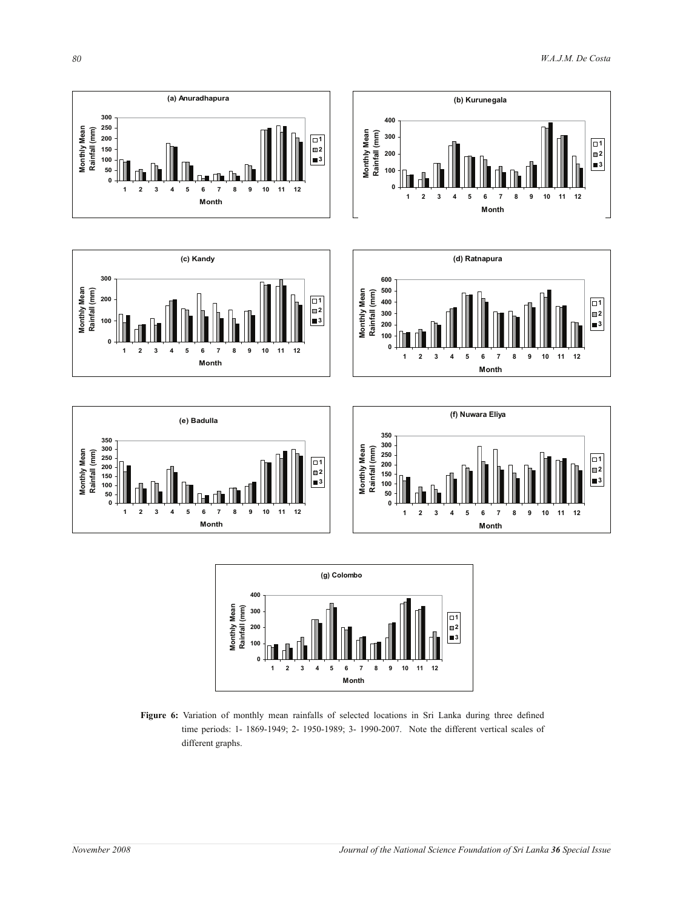**Figure 6:** Variation of monthly mean rainfalls of selected locations in Sri Lanka during three defined time periods: 1- 1869-1949; 2- 1950-1989; 3- 1990-2007. Note the different vertical scales of different graphs.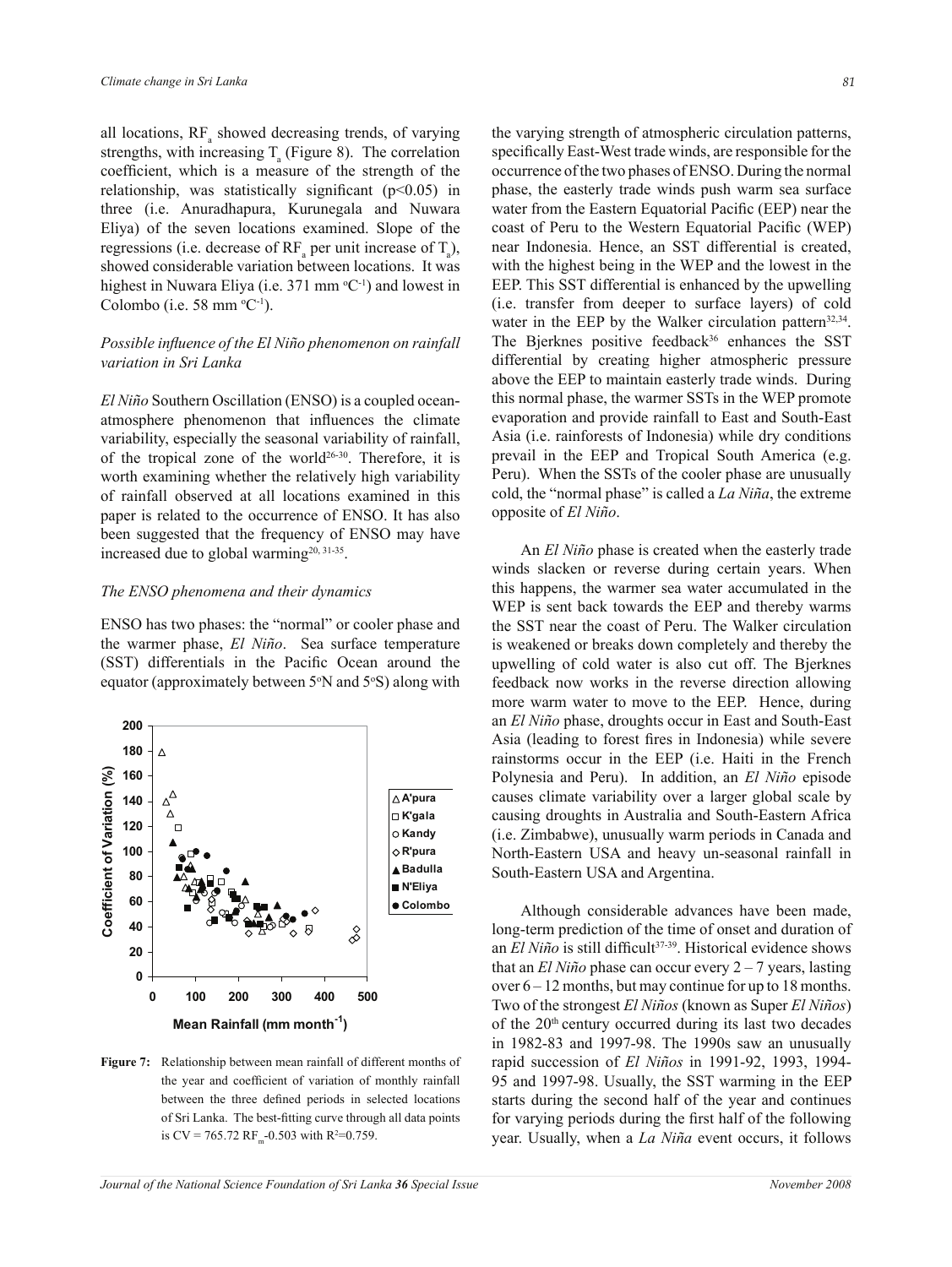all locations, $RF_a$ showed decreasing trends, of varying strengths, with increasing $T_a$ (Figure 8). The correlation coefficient, which is a measure of the strength of the relationship, was statistically significant ($p<0.05$) in three (i.e. Anuradhapura, Kurunegala and Nuwara Eliya) of the seven locations examined. Slope of the regressions (i.e. decrease of $RF_a$ per unit increase of $T_a$), showed considerable variation between locations. It was highest in Nuwara Eliya (i.e. 371 mm $^{o}C^{-1}$) and lowest in Colombo (i.e. 58 mm $^{o}C^{-1}$).

*Possible influence of the El Niño phenomenon on rainfall variation in Sri Lanka*

*El Niño* Southern Oscillation (ENSO) is a coupled ocean-atmosphere phenomenon that influences the climate variability, especially the seasonal variability of rainfall, of the tropical zone of the world[26-30]. Therefore, it is worth examining whether the relatively high variability of rainfall observed at all locations examined in this paper is related to the occurrence of ENSO. It has also been suggested that the frequency of ENSO may have increased due to global warming[20, 31-35].

*The ENSO phenomena and their dynamics*

ENSO has two phases: the "normal" or cooler phase and the warmer phase, *El Niño*. Sea surface temperature (SST) differentials in the Pacific Ocean around the equator (approximately between 5$^{o}$N and 5$^{o}$S) along with the varying strength of atmospheric circulation patterns, specifically East-West trade winds, are responsible for the occurrence of the two phases of ENSO. During the normal phase, the easterly trade winds push warm sea surface water from the Eastern Equatorial Pacific (EEP) near the coast of Peru to the Western Equatorial Pacific (WEP) near Indonesia. Hence, an SST differential is created, with the highest being in the WEP and the lowest in the EEP. This SST differential is enhanced by the upwelling (i.e. transfer from deeper to surface layers) of cold water in the EEP by the Walker circulation pattern[32,34]. The Bjerknes positive feedback[36] enhances the SST differential by creating higher atmospheric pressure above the EEP to maintain easterly trade winds. During this normal phase, the warmer SSTs in the WEP promote evaporation and provide rainfall to East and South-East Asia (i.e. rainforests of Indonesia) while dry conditions prevail in the EEP and Tropical South America (e.g. Peru). When the SSTs of the cooler phase are unusually cold, the "normal phase" is called a *La Niña*, the extreme opposite of *El Niño*.

**Figure 7:** Relationship between mean rainfall of different months of the year and coefficient of variation of monthly rainfall between the three defined periods in selected locations of Sri Lanka. The best-fitting curve through all data points is $CV = 765.72\ RF_m^{-0.503}$ with $R^2=0.759$.

An *El Niño* phase is created when the easterly trade winds slacken or reverse during certain years. When this happens, the warmer sea water accumulated in the WEP is sent back towards the EEP and thereby warms the SST near the coast of Peru. The Walker circulation is weakened or breaks down completely and thereby the upwelling of cold water is also cut off. The Bjerknes feedback now works in the reverse direction allowing more warm water to move to the EEP. Hence, during an *El Niño* phase, droughts occur in East and South-East Asia (leading to forest fires in Indonesia) while severe rainstorms occur in the EEP (i.e. Haiti in the French Polynesia and Peru). In addition, an *El Niño* episode causes climate variability over a larger global scale by causing droughts in Australia and South-Eastern Africa (i.e. Zimbabwe), unusually warm periods in Canada and North-Eastern USA and heavy un-seasonal rainfall in South-Eastern USA and Argentina.

Although considerable advances have been made, long-term prediction of the time of onset and duration of an *El Niño* is still difficult[37-39]. Historical evidence shows that an *El Niño* phase can occur every 2 – 7 years, lasting over 6 – 12 months, but may continue for up to 18 months. Two of the strongest *El Niños* (known as Super *El Niños*) of the 20$^{th}$ century occurred during its last two decades in 1982-83 and 1997-98. The 1990s saw an unusually rapid succession of *El Niños* in 1991-92, 1993, 1994-95 and 1997-98. Usually, the SST warming in the EEP starts during the second half of the year and continues for varying periods during the first half of the following year. Usually, when a *La Niña* event occurs, it follows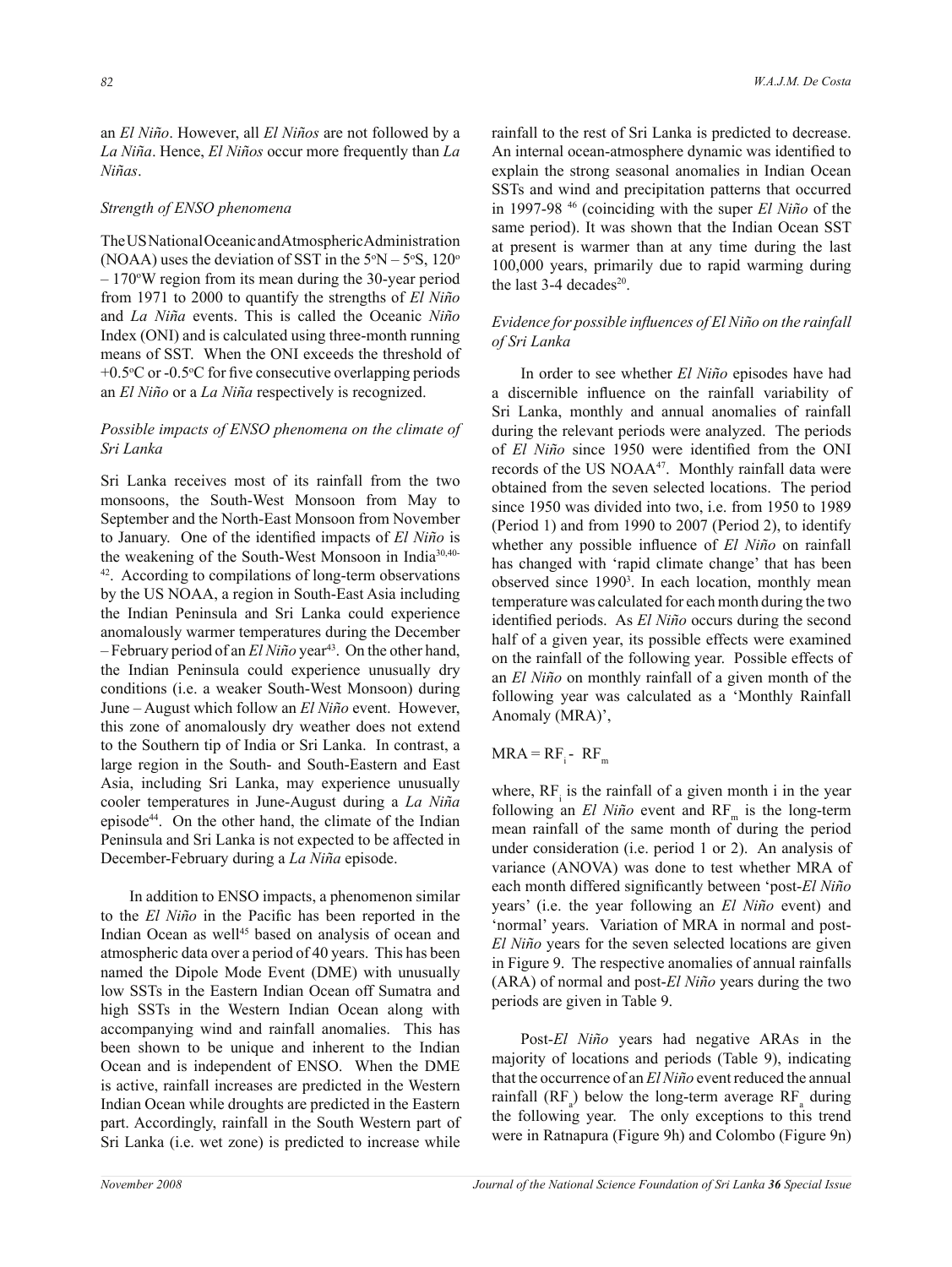an *El Niño*. However, all *El Niños* are not followed by a *La Niña*. Hence, *El Niños* occur more frequently than *La Niñas*.

### *Strength of ENSO phenomena*

The US National Oceanic and Atmospheric Administration (NOAA) uses the deviation of SST in the 5°N – 5°S, 120° – 170°W region from its mean during the 30-year period from 1971 to 2000 to quantify the strengths of *El Niño* and *La Niña* events. This is called the Oceanic *Niño* Index (ONI) and is calculated using three-month running means of SST. When the ONI exceeds the threshold of +0.5°C or -0.5°C for five consecutive overlapping periods an *El Niño* or a *La Niña* respectively is recognized.

### *Possible impacts of ENSO phenomena on the climate of Sri Lanka*

Sri Lanka receives most of its rainfall from the two monsoons, the South-West Monsoon from May to September and the North-East Monsoon from November to January. One of the identified impacts of *El Niño* is the weakening of the South-West Monsoon in India[30,40-42]. According to compilations of long-term observations by the US NOAA, a region in South-East Asia including the Indian Peninsula and Sri Lanka could experience anomalously warmer temperatures during the December – February period of an *El Niño* year[43]. On the other hand, the Indian Peninsula could experience unusually dry conditions (i.e. a weaker South-West Monsoon) during June – August which follow an *El Niño* event. However, this zone of anomalously dry weather does not extend to the Southern tip of India or Sri Lanka. In contrast, a large region in the South- and South-Eastern and East Asia, including Sri Lanka, may experience unusually cooler temperatures in June-August during a *La Niña* episode[44]. On the other hand, the climate of the Indian Peninsula and Sri Lanka is not expected to be affected in December-February during a *La Niña* episode.

In addition to ENSO impacts, a phenomenon similar to the *El Niño* in the Pacific has been reported in the Indian Ocean as well[45] based on analysis of ocean and atmospheric data over a period of 40 years. This has been named the Dipole Mode Event (DME) with unusually low SSTs in the Eastern Indian Ocean off Sumatra and high SSTs in the Western Indian Ocean along with accompanying wind and rainfall anomalies. This has been shown to be unique and inherent to the Indian Ocean and is independent of ENSO. When the DME is active, rainfall increases are predicted in the Western Indian Ocean while droughts are predicted in the Eastern part. Accordingly, rainfall in the South Western part of Sri Lanka (i.e. wet zone) is predicted to increase while rainfall to the rest of Sri Lanka is predicted to decrease. An internal ocean-atmosphere dynamic was identified to explain the strong seasonal anomalies in Indian Ocean SSTs and wind and precipitation patterns that occurred in 1997-98 [46] (coinciding with the super *El Niño* of the same period). It was shown that the Indian Ocean SST at present is warmer than at any time during the last 100,000 years, primarily due to rapid warming during the last 3-4 decades[20].

### *Evidence for possible influences of El Niño on the rainfall of Sri Lanka*

In order to see whether *El Niño* episodes have had a discernible influence on the rainfall variability of Sri Lanka, monthly and annual anomalies of rainfall during the relevant periods were analyzed. The periods of *El Niño* since 1950 were identified from the ONI records of the US NOAA[47]. Monthly rainfall data were obtained from the seven selected locations. The period since 1950 was divided into two, i.e. from 1950 to 1989 (Period 1) and from 1990 to 2007 (Period 2), to identify whether any possible influence of *El Niño* on rainfall has changed with 'rapid climate change' that has been observed since 1990[3]. In each location, monthly mean temperature was calculated for each month during the two identified periods. As *El Niño* occurs during the second half of a given year, its possible effects were examined on the rainfall of the following year. Possible effects of an *El Niño* on monthly rainfall of a given month of the following year was calculated as a 'Monthly Rainfall Anomaly (MRA)',

$$MRA = RF_i - RF_m$$

where, $RF_i$ is the rainfall of a given month i in the year following an *El Niño* event and $RF_m$ is the long-term mean rainfall of the same month of during the period under consideration (i.e. period 1 or 2). An analysis of variance (ANOVA) was done to test whether MRA of each month differed significantly between 'post-*El Niño* years' (i.e. the year following an *El Niño* event) and 'normal' years. Variation of MRA in normal and post-*El Niño* years for the seven selected locations are given in Figure 9. The respective anomalies of annual rainfalls (ARA) of normal and post-*El Niño* years during the two periods are given in Table 9.

Post-*El Niño* years had negative ARAs in the majority of locations and periods (Table 9), indicating that the occurrence of an *El Niño* event reduced the annual rainfall ($RF_a$) below the long-term average $RF_a$ during the following year. The only exceptions to this trend were in Ratnapura (Figure 9h) and Colombo (Figure 9n)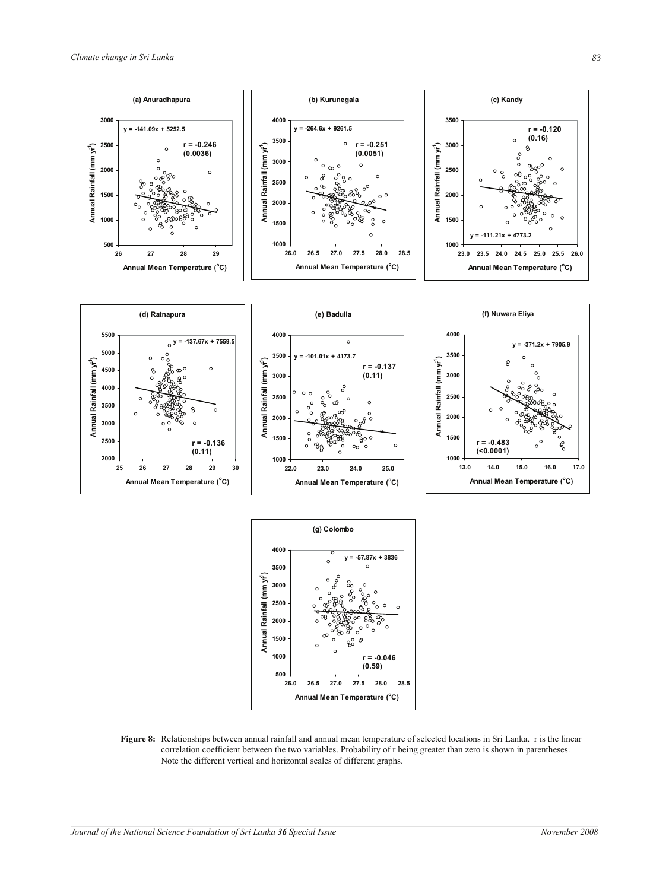**Figure 8:** Relationships between annual rainfall and annual mean temperature of selected locations in Sri Lanka. r is the linear correlation coefficient between the two variables. Probability of r being greater than zero is shown in parentheses. Note the different vertical and horizontal scales of different graphs.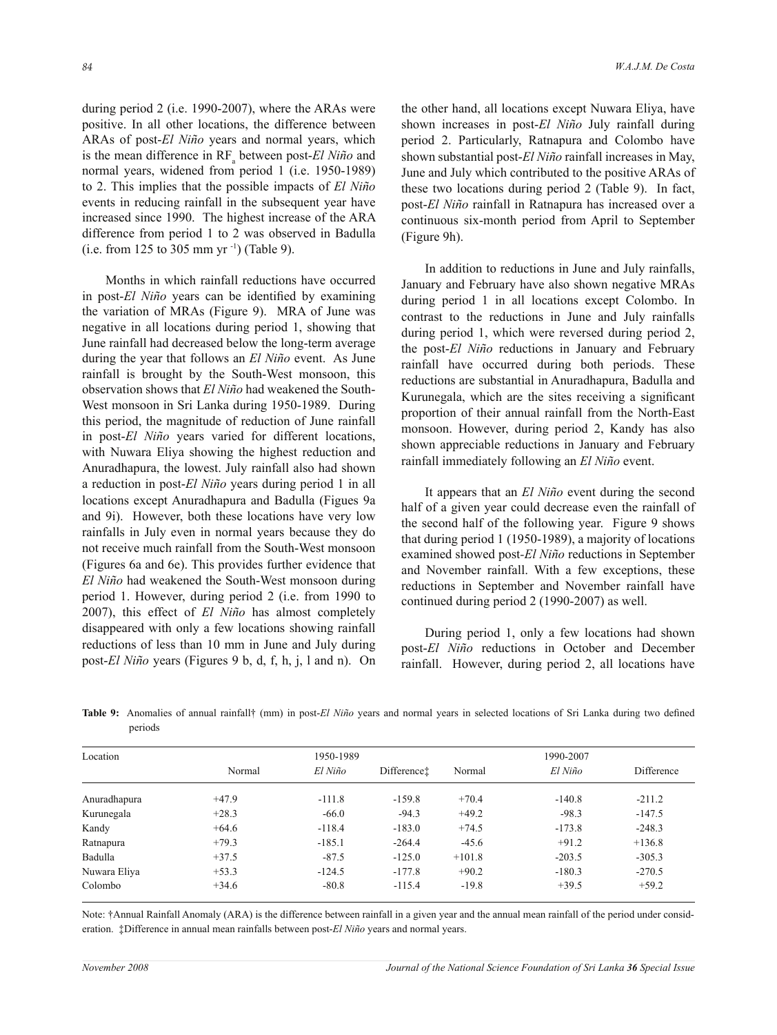during period 2 (i.e. 1990-2007), where the ARAs were positive. In all other locations, the difference between ARAs of post-*El Niño* years and normal years, which is the mean difference in $RF_a$ between post-*El Niño* and normal years, widened from period 1 (i.e. 1950-1989) to 2. This implies that the possible impacts of *El Niño* events in reducing rainfall in the subsequent year have increased since 1990. The highest increase of the ARA difference from period 1 to 2 was observed in Badulla (i.e. from 125 to 305 mm yr $^{-1}$) (Table 9).

Months in which rainfall reductions have occurred in post-*El Niño* years can be identified by examining the variation of MRAs (Figure 9). MRA of June was negative in all locations during period 1, showing that June rainfall had decreased below the long-term average during the year that follows an *El Niño* event. As June rainfall is brought by the South-West monsoon, this observation shows that *El Niño* had weakened the South-West monsoon in Sri Lanka during 1950-1989. During this period, the magnitude of reduction of June rainfall in post-*El Niño* years varied for different locations, with Nuwara Eliya showing the highest reduction and Anuradhapura, the lowest. July rainfall also had shown a reduction in post-*El Niño* years during period 1 in all locations except Anuradhapura and Badulla (Figures 9a and 9i). However, both these locations have very low rainfalls in July even in normal years because they do not receive much rainfall from the South-West monsoon (Figures 6a and 6e). This provides further evidence that *El Niño* had weakened the South-West monsoon during period 1. However, during period 2 (i.e. from 1990 to 2007), this effect of *El Niño* has almost completely disappeared with only a few locations showing rainfall reductions of less than 10 mm in June and July during post-*El Niño* years (Figures 9 b, d, f, h, j, l and n). On the other hand, all locations except Nuwara Eliya, have shown increases in post-*El Niño* July rainfall during period 2. Particularly, Ratnapura and Colombo have shown substantial post-*El Niño* rainfall increases in May, June and July which contributed to the positive ARAs of these two locations during period 2 (Table 9). In fact, post-*El Niño* rainfall in Ratnapura has increased over a continuous six-month period from April to September (Figure 9h).

In addition to reductions in June and July rainfalls, January and February have also shown negative MRAs during period 1 in all locations except Colombo. In contrast to the reductions in June and July rainfalls during period 1, which were reversed during period 2, the post-*El Niño* reductions in January and February rainfall have occurred during both periods. These reductions are substantial in Anuradhapura, Badulla and Kurunegala, which are the sites receiving a significant proportion of their annual rainfall from the North-East monsoon. However, during period 2, Kandy has also shown appreciable reductions in January and February rainfall immediately following an *El Niño* event.

It appears that an *El Niño* event during the second half of a given year could decrease even the rainfall of the second half of the following year. Figure 9 shows that during period 1 (1950-1989), a majority of locations examined showed post-*El Niño* reductions in September and November rainfall. With a few exceptions, these reductions in September and November rainfall have continued during period 2 (1990-2007) as well.

During period 1, only a few locations had shown post-*El Niño* reductions in October and December rainfall. However, during period 2, all locations have

**Table 9:** Anomalies of annual rainfall† (mm) in post-*El Niño* years and normal years in selected locations of Sri Lanka during two defined periods

| Location | 1950-1989 | | | 1990-2007 | | |
|---|---|---|---|---|---|---|
| | Normal | *El Niño* | Difference‡ | Normal | *El Niño* | Difference |
| Anuradhapura | +47.9 | -111.8 | -159.8 | +70.4 | -140.8 | -211.2 |
| Kurunegala | +28.3 | -66.0 | -94.3 | +49.2 | -98.3 | -147.5 |
| Kandy | +64.6 | -118.4 | -183.0 | +74.5 | -173.8 | -248.3 |
| Ratnapura | +79.3 | -185.1 | -264.4 | -45.6 | +91.2 | +136.8 |
| Badulla | +37.5 | -87.5 | -125.0 | +101.8 | -203.5 | -305.3 |
| Nuwara Eliya | +53.3 | -124.5 | -177.8 | +90.2 | -180.3 | -270.5 |
| Colombo | +34.6 | -80.8 | -115.4 | -19.8 | +39.5 | +59.2 |

Note: †Annual Rainfall Anomaly (ARA) is the difference between rainfall in a given year and the annual mean rainfall of the period under consideration. ‡Difference in annual mean rainfalls between post-*El Niño* years and normal years.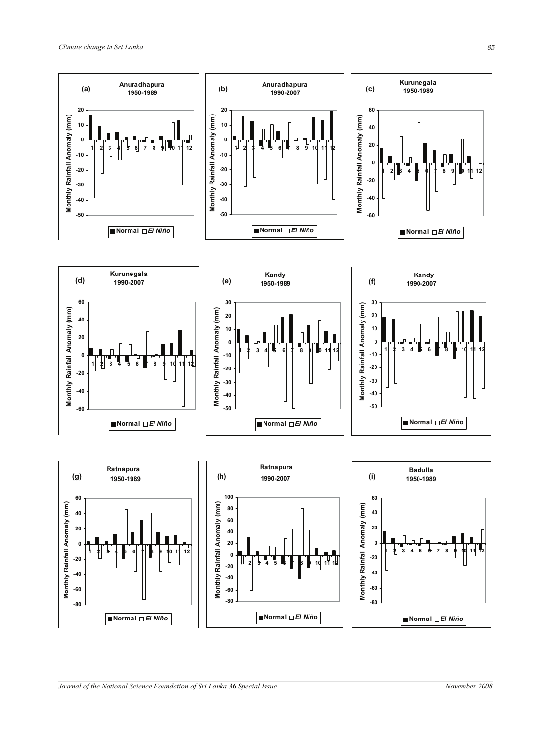(a) Anuradhapura 1950-1989

(b) Anuradhapura 1990-2007

(c) Kurunegala 1950-1989

(d) Kurunegala 1990-2007

(e) Kandy 1950-1989

(f) Kandy 1990-2007

(g) Ratnapura 1950-1989

(h) Ratnapura 1990-2007

(i) Badulla 1950-1989

Monthly Rainfall Anomaly (mm)

■ Normal □ *El Niño*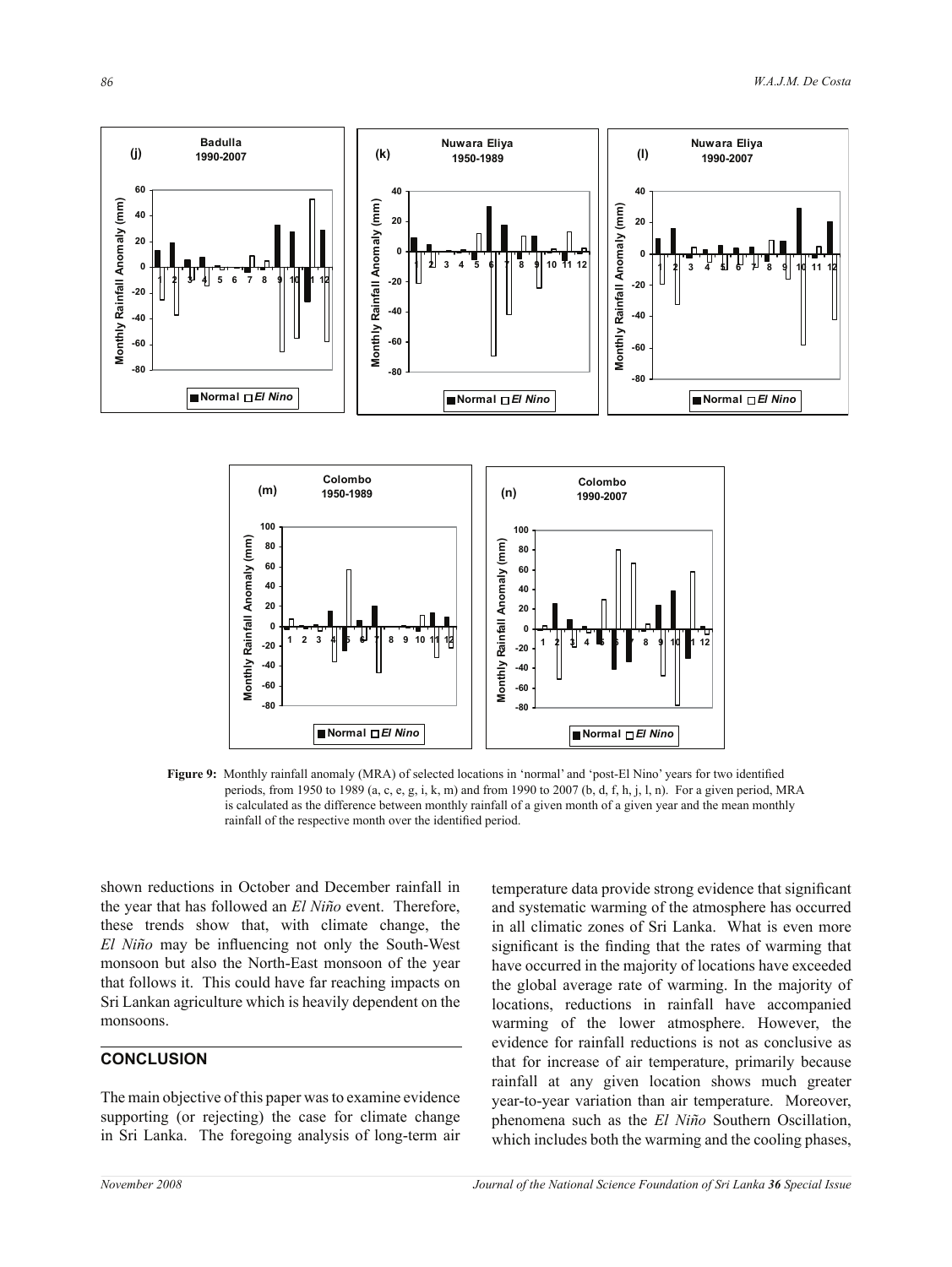Figure 9: Monthly rainfall anomaly (MRA) of selected locations in 'normal' and 'post-El Nino' years for two identified periods, from 1950 to 1989 (a, c, e, g, i, k, m) and from 1990 to 2007 (b, d, f, h, j, l, n). For a given period, MRA is calculated as the difference between monthly rainfall of a given month of a given year and the mean monthly rainfall of the respective month over the identified period.

shown reductions in October and December rainfall in the year that has followed an *El Niño* event. Therefore, these trends show that, with climate change, the *El Niño* may be influencing not only the South-West monsoon but also the North-East monsoon of the year that follows it. This could have far reaching impacts on Sri Lankan agriculture which is heavily dependent on the monsoons.

## CONCLUSION

The main objective of this paper was to examine evidence supporting (or rejecting) the case for climate change in Sri Lanka. The foregoing analysis of long-term air temperature data provide strong evidence that significant and systematic warming of the atmosphere has occurred in all climatic zones of Sri Lanka. What is even more significant is the finding that the rates of warming that have occurred in the majority of locations have exceeded the global average rate of warming. In the majority of locations, reductions in rainfall have accompanied warming of the lower atmosphere. However, the evidence for rainfall reductions is not as conclusive as that for increase of air temperature, primarily because rainfall at any given location shows much greater year-to-year variation than air temperature. Moreover, phenomena such as the *El Niño* Southern Oscillation, which includes both the warming and the cooling phases,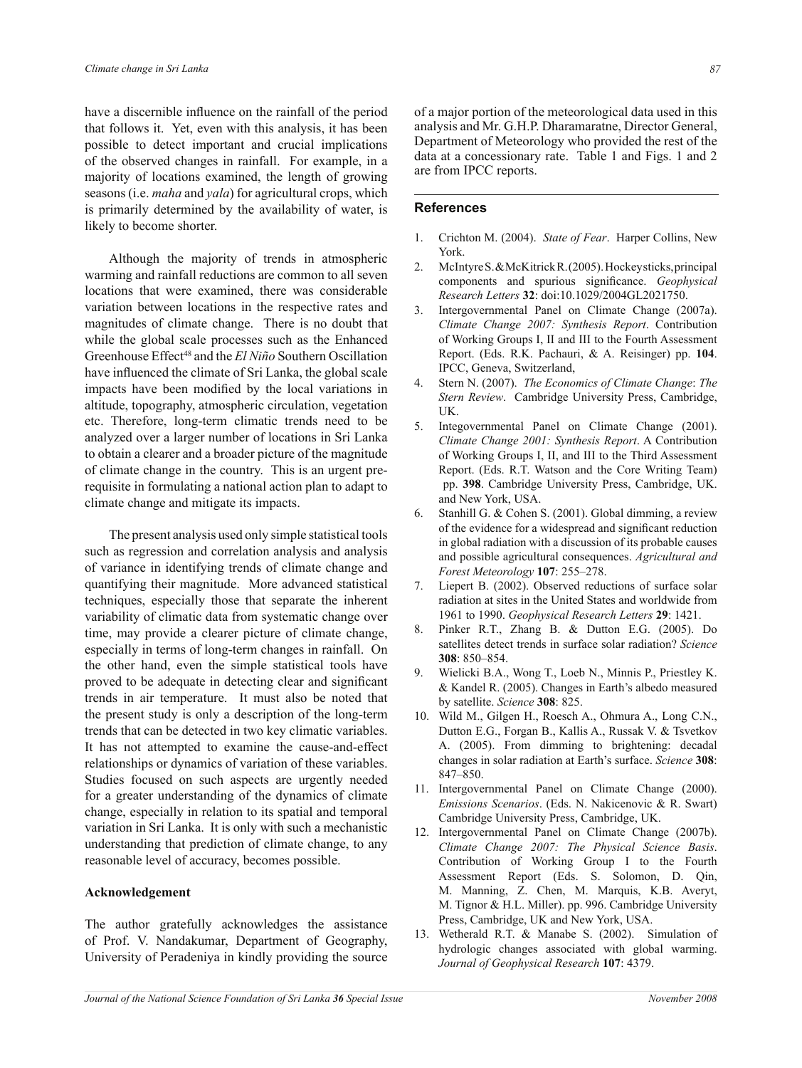have a discernible influence on the rainfall of the period that follows it. Yet, even with this analysis, it has been possible to detect important and crucial implications of the observed changes in rainfall. For example, in a majority of locations examined, the length of growing seasons (i.e. *maha* and *yala*) for agricultural crops, which is primarily determined by the availability of water, is likely to become shorter.

Although the majority of trends in atmospheric warming and rainfall reductions are common to all seven locations that were examined, there was considerable variation between locations in the respective rates and magnitudes of climate change. There is no doubt that while the global scale processes such as the Enhanced Greenhouse Effect[48] and the *El Niño* Southern Oscillation have influenced the climate of Sri Lanka, the global scale impacts have been modified by the local variations in altitude, topography, atmospheric circulation, vegetation etc. Therefore, long-term climatic trends need to be analyzed over a larger number of locations in Sri Lanka to obtain a clearer and a broader picture of the magnitude of climate change in the country. This is an urgent pre-requisite in formulating a national action plan to adapt to climate change and mitigate its impacts.

The present analysis used only simple statistical tools such as regression and correlation analysis and analysis of variance in identifying trends of climate change and quantifying their magnitude. More advanced statistical techniques, especially those that separate the inherent variability of climatic data from systematic change over time, may provide a clearer picture of climate change, especially in terms of long-term changes in rainfall. On the other hand, even the simple statistical tools have proved to be adequate in detecting clear and significant trends in air temperature. It must also be noted that the present study is only a description of the long-term trends that can be detected in two key climatic variables. It has not attempted to examine the cause-and-effect relationships or dynamics of variation of these variables. Studies focused on such aspects are urgently needed for a greater understanding of the dynamics of climate change, especially in relation to its spatial and temporal variation in Sri Lanka. It is only with such a mechanistic understanding that prediction of climate change, to any reasonable level of accuracy, becomes possible.

### Acknowledgement

The author gratefully acknowledges the assistance of Prof. V. Nandakumar, Department of Geography, University of Peradeniya in kindly providing the source of a major portion of the meteorological data used in this analysis and Mr. G.H.P. Dharamaratne, Director General, Department of Meteorology who provided the rest of the data at a concessionary rate. Table 1 and Figs. 1 and 2 are from IPCC reports.

## References

1. Crichton M. (2004). *State of Fear*. Harper Collins, New York.
2. McIntyre S. & McKitrick R. (2005). Hockey sticks, principal components and spurious significance. *Geophysical Research Letters* **32**: doi:10.1029/2004GL2021750.
3. Intergovernmental Panel on Climate Change (2007a). *Climate Change 2007: Synthesis Report*. Contribution of Working Groups I, II and III to the Fourth Assessment Report. (Eds. R.K. Pachauri, & A. Reisinger) pp. **104**. IPCC, Geneva, Switzerland,
4. Stern N. (2007). *The Economics of Climate Change*: *The Stern Review*. Cambridge University Press, Cambridge, UK.
5. Integovernmental Panel on Climate Change (2001). *Climate Change 2001: Synthesis Report*. A Contribution of Working Groups I, II, and III to the Third Assessment Report. (Eds. R.T. Watson and the Core Writing Team) pp. **398**. Cambridge University Press, Cambridge, UK. and New York, USA.
6. Stanhill G. & Cohen S. (2001). Global dimming, a review of the evidence for a widespread and significant reduction in global radiation with a discussion of its probable causes and possible agricultural consequences. *Agricultural and Forest Meteorology* **107**: 255–278.
7. Liepert B. (2002). Observed reductions of surface solar radiation at sites in the United States and worldwide from 1961 to 1990. *Geophysical Research Letters* **29**: 1421.
8. Pinker R.T., Zhang B. & Dutton E.G. (2005). Do satellites detect trends in surface solar radiation? *Science* **308**: 850–854.
9. Wielicki B.A., Wong T., Loeb N., Minnis P., Priestley K. & Kandel R. (2005). Changes in Earth's albedo measured by satellite. *Science* **308**: 825.
10. Wild M., Gilgen H., Roesch A., Ohmura A., Long C.N., Dutton E.G., Forgan B., Kallis A., Russak V. & Tsvetkov A. (2005). From dimming to brightening: decadal changes in solar radiation at Earth's surface. *Science* **308**: 847–850.
11. Intergovernmental Panel on Climate Change (2000). *Emissions Scenarios*. (Eds. N. Nakicenovic & R. Swart) Cambridge University Press, Cambridge, UK.
12. Intergovernmental Panel on Climate Change (2007b). *Climate Change 2007: The Physical Science Basis*. Contribution of Working Group I to the Fourth Assessment Report (Eds. S. Solomon, D. Qin, M. Manning, Z. Chen, M. Marquis, K.B. Averyt, M. Tignor & H.L. Miller). pp. 996. Cambridge University Press, Cambridge, UK and New York, USA.
13. Wetherald R.T. & Manabe S. (2002). Simulation of hydrologic changes associated with global warming. *Journal of Geophysical Research* **107**: 4379.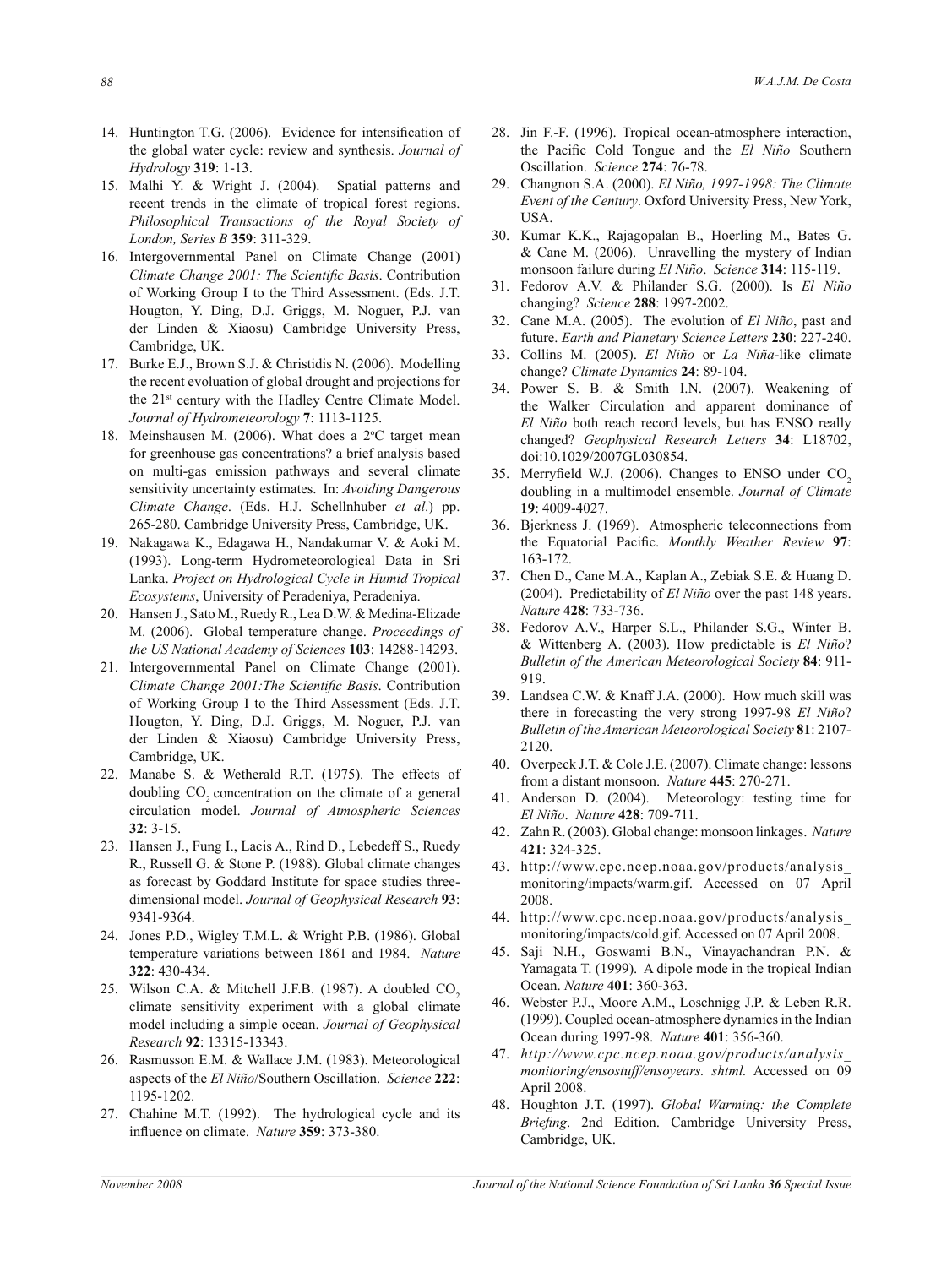14. Huntington T.G. (2006). Evidence for intensification of the global water cycle: review and synthesis. *Journal of Hydrology* **319**: 1-13.
15. Malhi Y. & Wright J. (2004). Spatial patterns and recent trends in the climate of tropical forest regions. *Philosophical Transactions of the Royal Society of London, Series B* **359**: 311-329.
16. Intergovernmental Panel on Climate Change (2001) *Climate Change 2001: The Scientific Basis*. Contribution of Working Group I to the Third Assessment. (Eds. J.T. Hougton, Y. Ding, D.J. Griggs, M. Noguer, P.J. van der Linden & Xiaosu) Cambridge University Press, Cambridge, UK.
17. Burke E.J., Brown S.J. & Christidis N. (2006). Modelling the recent evolution of global drought and projections for the 21st century with the Hadley Centre Climate Model. *Journal of Hydrometeorology* **7**: 1113-1125.
18. Meinshausen M. (2006). What does a 2°C target mean for greenhouse gas concentrations? a brief analysis based on multi-gas emission pathways and several climate sensitivity uncertainty estimates. In: *Avoiding Dangerous Climate Change*. (Eds. H.J. Schellnhuber *et al*.) pp. 265-280. Cambridge University Press, Cambridge, UK.
19. Nakagawa K., Edagawa H., Nandakumar V. & Aoki M. (1993). Long-term Hydrometeorological Data in Sri Lanka. *Project on Hydrological Cycle in Humid Tropical Ecosystems*, University of Peradeniya, Peradeniya.
20. Hansen J., Sato M., Ruedy R., Lea D.W. & Medina-Elizade M. (2006). Global temperature change. *Proceedings of the US National Academy of Sciences* **103**: 14288-14293.
21. Intergovernmental Panel on Climate Change (2001). *Climate Change 2001:The Scientific Basis*. Contribution of Working Group I to the Third Assessment (Eds. J.T. Hougton, Y. Ding, D.J. Griggs, M. Noguer, P.J. van der Linden & Xiaosu) Cambridge University Press, Cambridge, UK.
22. Manabe S. & Wetherald R.T. (1975). The effects of doubling $CO_2$ concentration on the climate of a general circulation model. *Journal of Atmospheric Sciences* **32**: 3-15.
23. Hansen J., Fung I., Lacis A., Rind D., Lebedeff S., Ruedy R., Russell G. & Stone P. (1988). Global climate changes as forecast by Goddard Institute for space studies three-dimensional model. *Journal of Geophysical Research* **93**: 9341-9364.
24. Jones P.D., Wigley T.M.L. & Wright P.B. (1986). Global temperature variations between 1861 and 1984. *Nature* **322**: 430-434.
25. Wilson C.A. & Mitchell J.F.B. (1987). A doubled $CO_2$ climate sensitivity experiment with a global climate model including a simple ocean. *Journal of Geophysical Research* **92**: 13315-13343.
26. Rasmusson E.M. & Wallace J.M. (1983). Meteorological aspects of the *El Niño*/Southern Oscillation. *Science* **222**: 1195-1202.
27. Chahine M.T. (1992). The hydrological cycle and its influence on climate. *Nature* **359**: 373-380.
28. Jin F.-F. (1996). Tropical ocean-atmosphere interaction, the Pacific Cold Tongue and the *El Niño* Southern Oscillation. *Science* **274**: 76-78.
29. Changnon S.A. (2000). *El Niño, 1997-1998: The Climate Event of the Century*. Oxford University Press, New York, USA.
30. Kumar K.K., Rajagopalan B., Hoerling M., Bates G. & Cane M. (2006). Unravelling the mystery of Indian monsoon failure during *El Niño*. *Science* **314**: 115-119.
31. Fedorov A.V. & Philander S.G. (2000). Is *El Niño* changing? *Science* **288**: 1997-2002.
32. Cane M.A. (2005). The evolution of *El Niño*, past and future. *Earth and Planetary Science Letters* **230**: 227-240.
33. Collins M. (2005). *El Niño* or *La Niña*-like climate change? *Climate Dynamics* **24**: 89-104.
34. Power S. B. & Smith I.N. (2007). Weakening of the Walker Circulation and apparent dominance of *El Niño* both reach record levels, but has ENSO really changed? *Geophysical Research Letters* **34**: L18702, doi:10.1029/2007GL030854.
35. Merryfield W.J. (2006). Changes to ENSO under $CO_2$ doubling in a multimodel ensemble. *Journal of Climate* **19**: 4009-4027.
36. Bjerkness J. (1969). Atmospheric teleconnections from the Equatorial Pacific. *Monthly Weather Review* **97**: 163-172.
37. Chen D., Cane M.A., Kaplan A., Zebiak S.E. & Huang D. (2004). Predictability of *El Niño* over the past 148 years. *Nature* **428**: 733-736.
38. Fedorov A.V., Harper S.L., Philander S.G., Winter B. & Wittenberg A. (2003). How predictable is *El Niño*? *Bulletin of the American Meteorological Society* **84**: 911-919.
39. Landsea C.W. & Knaff J.A. (2000). How much skill was there in forecasting the very strong 1997-98 *El Niño*? *Bulletin of the American Meteorological Society* **81**: 2107-2120.
40. Overpeck J.T. & Cole J.E. (2007). Climate change: lessons from a distant monsoon. *Nature* **445**: 270-271.
41. Anderson D. (2004). Meteorology: testing time for *El Niño*. *Nature* **428**: 709-711.
42. Zahn R. (2003). Global change: monsoon linkages. *Nature* **421**: 324-325.
43. http://www.cpc.ncep.noaa.gov/products/analysis_monitoring/impacts/warm.gif. Accessed on 07 April 2008.
44. http://www.cpc.ncep.noaa.gov/products/analysis_monitoring/impacts/cold.gif. Accessed on 07 April 2008.
45. Saji N.H., Goswami B.N., Vinayachandran P.N. & Yamagata T. (1999). A dipole mode in the tropical Indian Ocean. *Nature* **401**: 360-363.
46. Webster P.J., Moore A.M., Loschnigg J.P. & Leben R.R. (1999). Coupled ocean-atmosphere dynamics in the Indian Ocean during 1997-98. *Nature* **401**: 356-360.
47. *http://www.cpc.ncep.noaa.gov/products/analysis_monitoring/ensostuff/ensoyears. shtml.* Accessed on 09 April 2008.
48. Houghton J.T. (1997). *Global Warming: the Complete Briefing*. 2nd Edition. Cambridge University Press, Cambridge, UK.